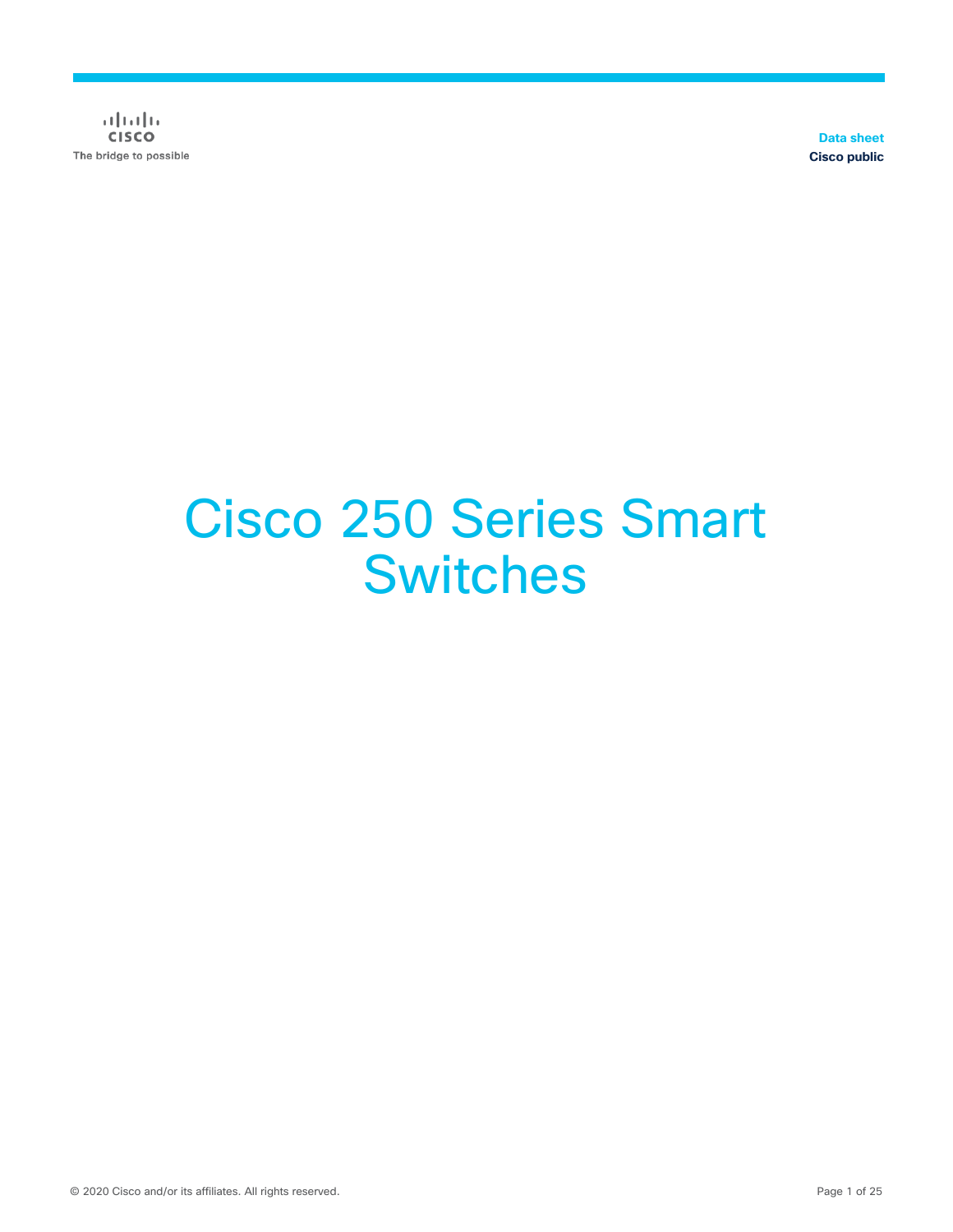Data sheet
Cisco public

# Cisco 250 Series Smart Switches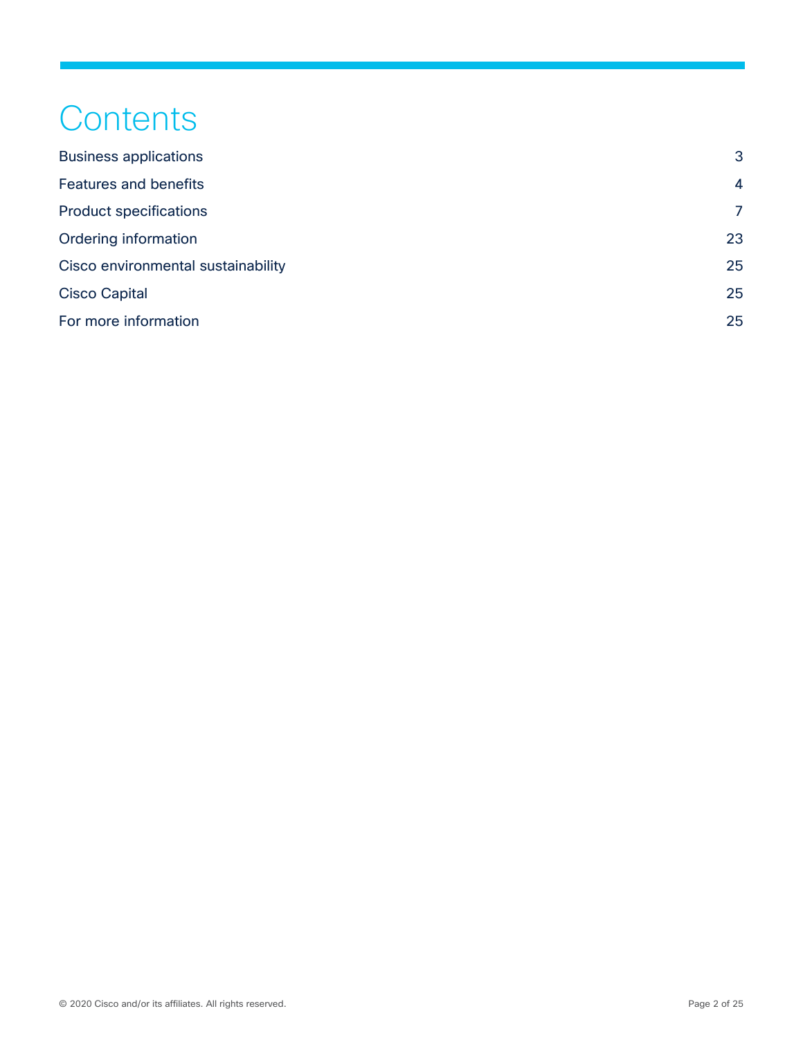# Contents

| | |
|---|---|
| Business applications | 3 |
| Features and benefits | 4 |
| Product specifications | 7 |
| Ordering information | 23 |
| Cisco environmental sustainability | 25 |
| Cisco Capital | 25 |
| For more information | 25 |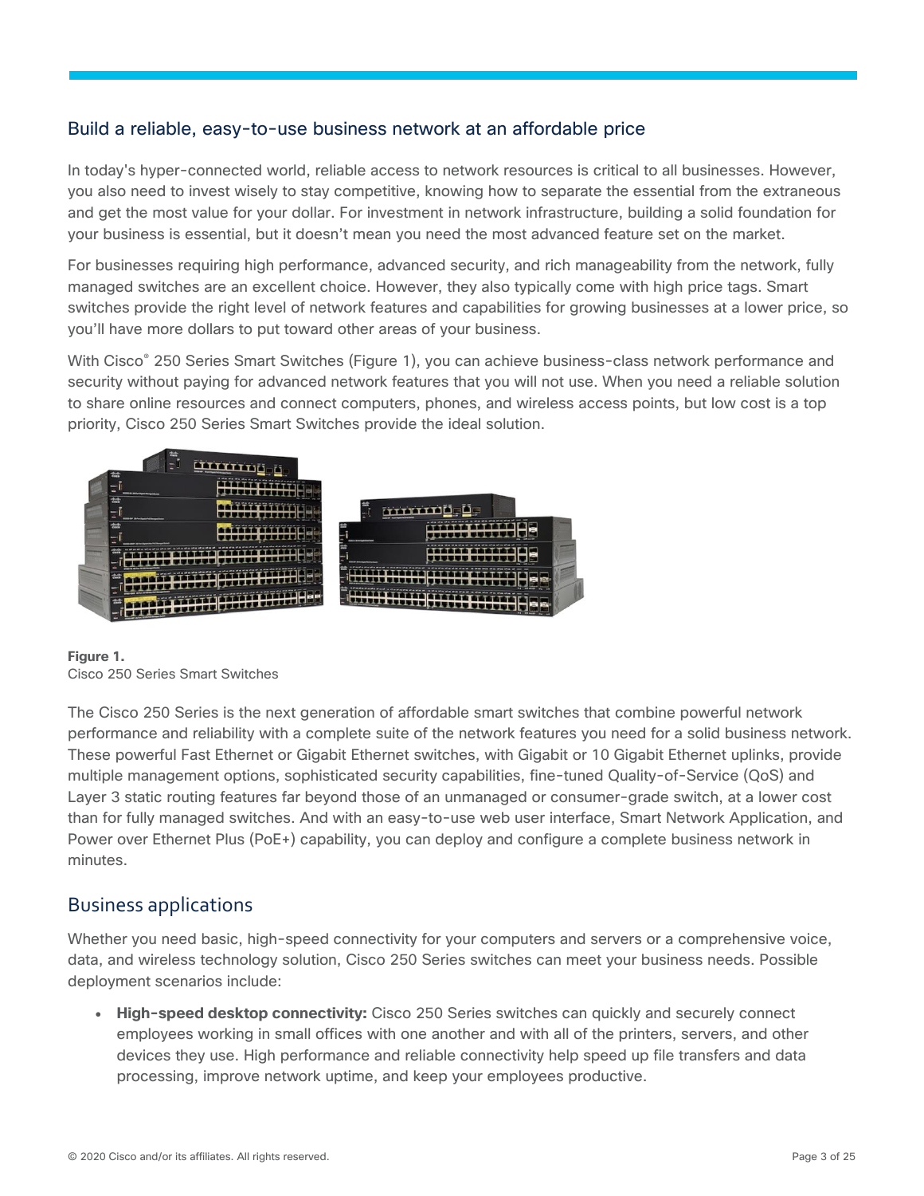## Build a reliable, easy-to-use business network at an affordable price

In today's hyper-connected world, reliable access to network resources is critical to all businesses. However, you also need to invest wisely to stay competitive, knowing how to separate the essential from the extraneous and get the most value for your dollar. For investment in network infrastructure, building a solid foundation for your business is essential, but it doesn't mean you need the most advanced feature set on the market.

For businesses requiring high performance, advanced security, and rich manageability from the network, fully managed switches are an excellent choice. However, they also typically come with high price tags. Smart switches provide the right level of network features and capabilities for growing businesses at a lower price, so you'll have more dollars to put toward other areas of your business.

With Cisco® 250 Series Smart Switches (Figure 1), you can achieve business-class network performance and security without paying for advanced network features that you will not use. When you need a reliable solution to share online resources and connect computers, phones, and wireless access points, but low cost is a top priority, Cisco 250 Series Smart Switches provide the ideal solution.

**Figure 1.**
Cisco 250 Series Smart Switches

The Cisco 250 Series is the next generation of affordable smart switches that combine powerful network performance and reliability with a complete suite of the network features you need for a solid business network. These powerful Fast Ethernet or Gigabit Ethernet switches, with Gigabit or 10 Gigabit Ethernet uplinks, provide multiple management options, sophisticated security capabilities, fine-tuned Quality-of-Service (QoS) and Layer 3 static routing features far beyond those of an unmanaged or consumer-grade switch, at a lower cost than for fully managed switches. And with an easy-to-use web user interface, Smart Network Application, and Power over Ethernet Plus (PoE+) capability, you can deploy and configure a complete business network in minutes.

## Business applications

Whether you need basic, high-speed connectivity for your computers and servers or a comprehensive voice, data, and wireless technology solution, Cisco 250 Series switches can meet your business needs. Possible deployment scenarios include:

- **High-speed desktop connectivity:** Cisco 250 Series switches can quickly and securely connect employees working in small offices with one another and with all of the printers, servers, and other devices they use. High performance and reliable connectivity help speed up file transfers and data processing, improve network uptime, and keep your employees productive.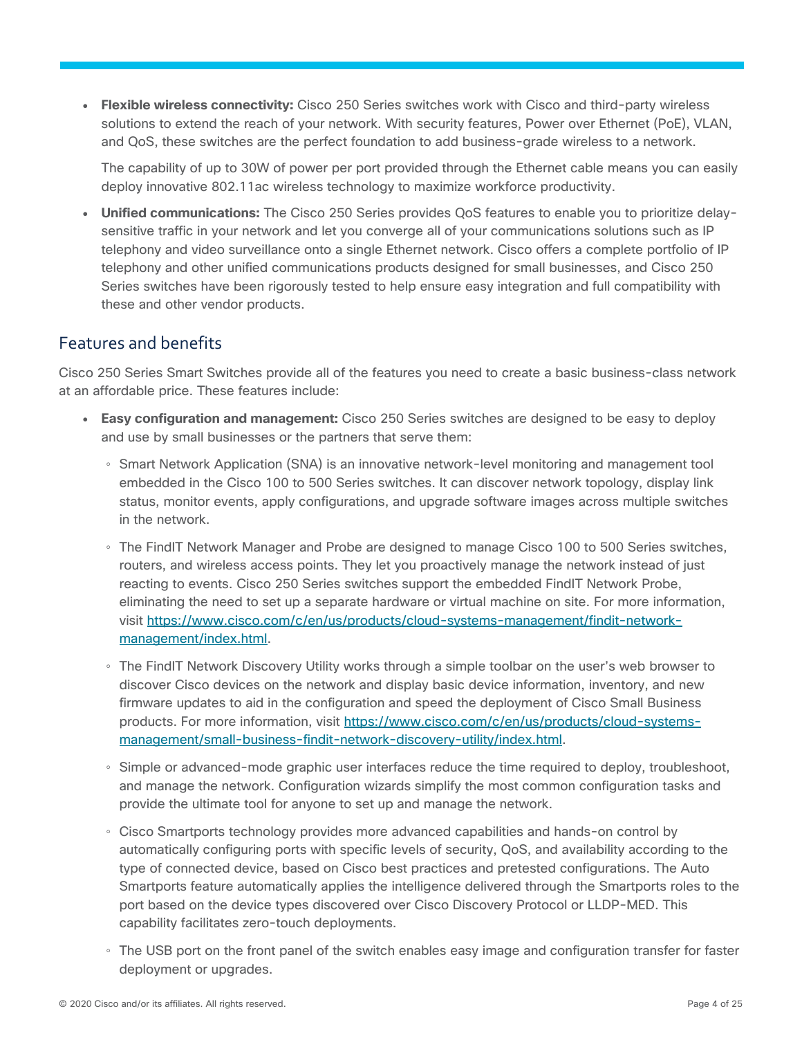- **Flexible wireless connectivity:** Cisco 250 Series switches work with Cisco and third-party wireless solutions to extend the reach of your network. With security features, Power over Ethernet (PoE), VLAN, and QoS, these switches are the perfect foundation to add business-grade wireless to a network.

  The capability of up to 30W of power per port provided through the Ethernet cable means you can easily deploy innovative 802.11ac wireless technology to maximize workforce productivity.

- **Unified communications:** The Cisco 250 Series provides QoS features to enable you to prioritize delay-sensitive traffic in your network and let you converge all of your communications solutions such as IP telephony and video surveillance onto a single Ethernet network. Cisco offers a complete portfolio of IP telephony and other unified communications products designed for small businesses, and Cisco 250 Series switches have been rigorously tested to help ensure easy integration and full compatibility with these and other vendor products.

## Features and benefits

Cisco 250 Series Smart Switches provide all of the features you need to create a basic business-class network at an affordable price. These features include:

- **Easy configuration and management:** Cisco 250 Series switches are designed to be easy to deploy and use by small businesses or the partners that serve them:
  - Smart Network Application (SNA) is an innovative network-level monitoring and management tool embedded in the Cisco 100 to 500 Series switches. It can discover network topology, display link status, monitor events, apply configurations, and upgrade software images across multiple switches in the network.
  - The FindIT Network Manager and Probe are designed to manage Cisco 100 to 500 Series switches, routers, and wireless access points. They let you proactively manage the network instead of just reacting to events. Cisco 250 Series switches support the embedded FindIT Network Probe, eliminating the need to set up a separate hardware or virtual machine on site. For more information, visit [https://www.cisco.com/c/en/us/products/cloud-systems-management/findit-network-management/index.html](https://www.cisco.com/c/en/us/products/cloud-systems-management/findit-network-management/index.html).
  - The FindIT Network Discovery Utility works through a simple toolbar on the user's web browser to discover Cisco devices on the network and display basic device information, inventory, and new firmware updates to aid in the configuration and speed the deployment of Cisco Small Business products. For more information, visit [https://www.cisco.com/c/en/us/products/cloud-systems-management/small-business-findit-network-discovery-utility/index.html](https://www.cisco.com/c/en/us/products/cloud-systems-management/small-business-findit-network-discovery-utility/index.html).
  - Simple or advanced-mode graphic user interfaces reduce the time required to deploy, troubleshoot, and manage the network. Configuration wizards simplify the most common configuration tasks and provide the ultimate tool for anyone to set up and manage the network.
  - Cisco Smartports technology provides more advanced capabilities and hands-on control by automatically configuring ports with specific levels of security, QoS, and availability according to the type of connected device, based on Cisco best practices and pretested configurations. The Auto Smartports feature automatically applies the intelligence delivered through the Smartports roles to the port based on the device types discovered over Cisco Discovery Protocol or LLDP-MED. This capability facilitates zero-touch deployments.
  - The USB port on the front panel of the switch enables easy image and configuration transfer for faster deployment or upgrades.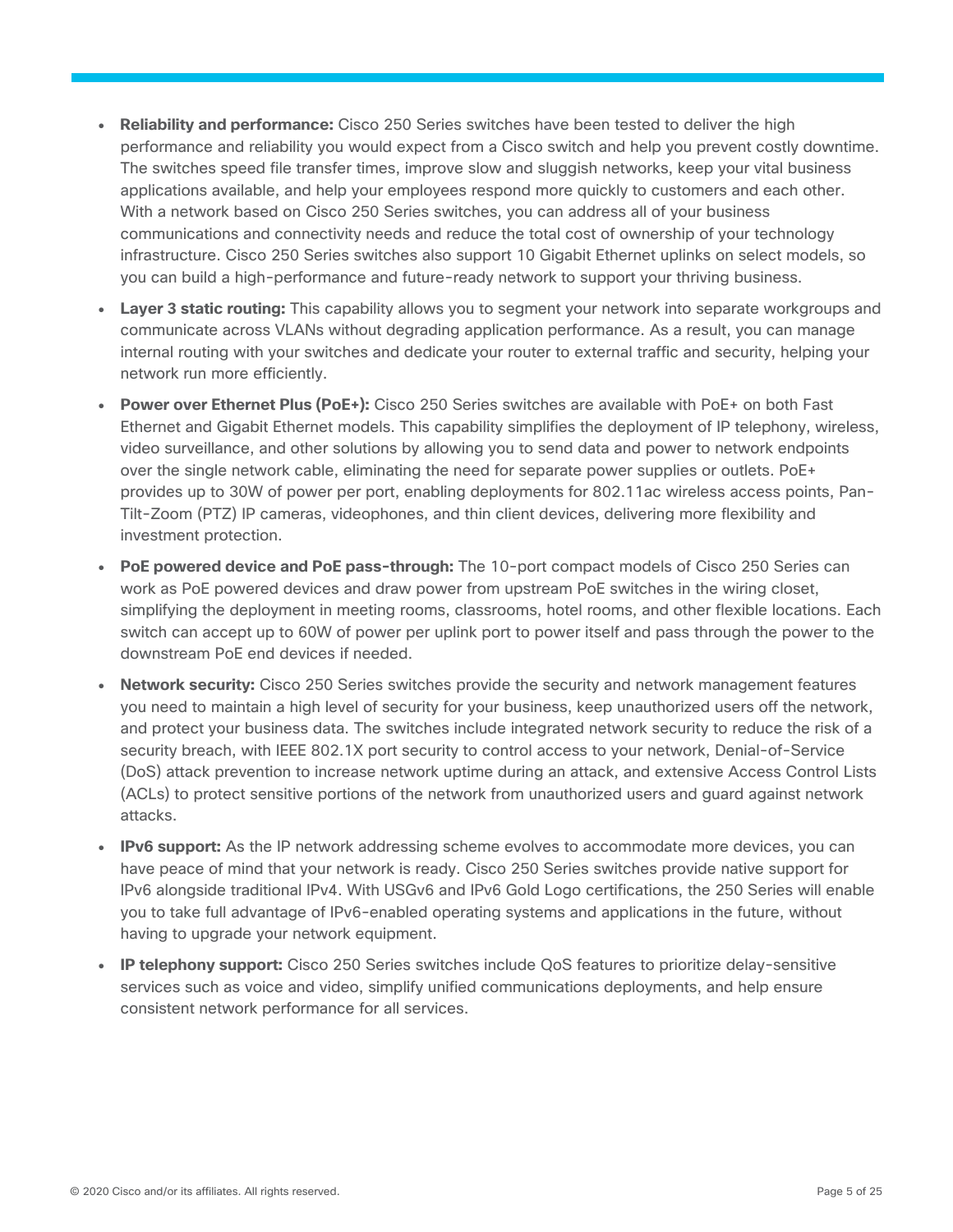- **Reliability and performance:** Cisco 250 Series switches have been tested to deliver the high performance and reliability you would expect from a Cisco switch and help you prevent costly downtime. The switches speed file transfer times, improve slow and sluggish networks, keep your vital business applications available, and help your employees respond more quickly to customers and each other. With a network based on Cisco 250 Series switches, you can address all of your business communications and connectivity needs and reduce the total cost of ownership of your technology infrastructure. Cisco 250 Series switches also support 10 Gigabit Ethernet uplinks on select models, so you can build a high-performance and future-ready network to support your thriving business.
- **Layer 3 static routing:** This capability allows you to segment your network into separate workgroups and communicate across VLANs without degrading application performance. As a result, you can manage internal routing with your switches and dedicate your router to external traffic and security, helping your network run more efficiently.
- **Power over Ethernet Plus (PoE+):** Cisco 250 Series switches are available with PoE+ on both Fast Ethernet and Gigabit Ethernet models. This capability simplifies the deployment of IP telephony, wireless, video surveillance, and other solutions by allowing you to send data and power to network endpoints over the single network cable, eliminating the need for separate power supplies or outlets. PoE+ provides up to 30W of power per port, enabling deployments for 802.11ac wireless access points, Pan-Tilt-Zoom (PTZ) IP cameras, videophones, and thin client devices, delivering more flexibility and investment protection.
- **PoE powered device and PoE pass-through:** The 10-port compact models of Cisco 250 Series can work as PoE powered devices and draw power from upstream PoE switches in the wiring closet, simplifying the deployment in meeting rooms, classrooms, hotel rooms, and other flexible locations. Each switch can accept up to 60W of power per uplink port to power itself and pass through the power to the downstream PoE end devices if needed.
- **Network security:** Cisco 250 Series switches provide the security and network management features you need to maintain a high level of security for your business, keep unauthorized users off the network, and protect your business data. The switches include integrated network security to reduce the risk of a security breach, with IEEE 802.1X port security to control access to your network, Denial-of-Service (DoS) attack prevention to increase network uptime during an attack, and extensive Access Control Lists (ACLs) to protect sensitive portions of the network from unauthorized users and guard against network attacks.
- **IPv6 support:** As the IP network addressing scheme evolves to accommodate more devices, you can have peace of mind that your network is ready. Cisco 250 Series switches provide native support for IPv6 alongside traditional IPv4. With USGv6 and IPv6 Gold Logo certifications, the 250 Series will enable you to take full advantage of IPv6-enabled operating systems and applications in the future, without having to upgrade your network equipment.
- **IP telephony support:** Cisco 250 Series switches include QoS features to prioritize delay-sensitive services such as voice and video, simplify unified communications deployments, and help ensure consistent network performance for all services.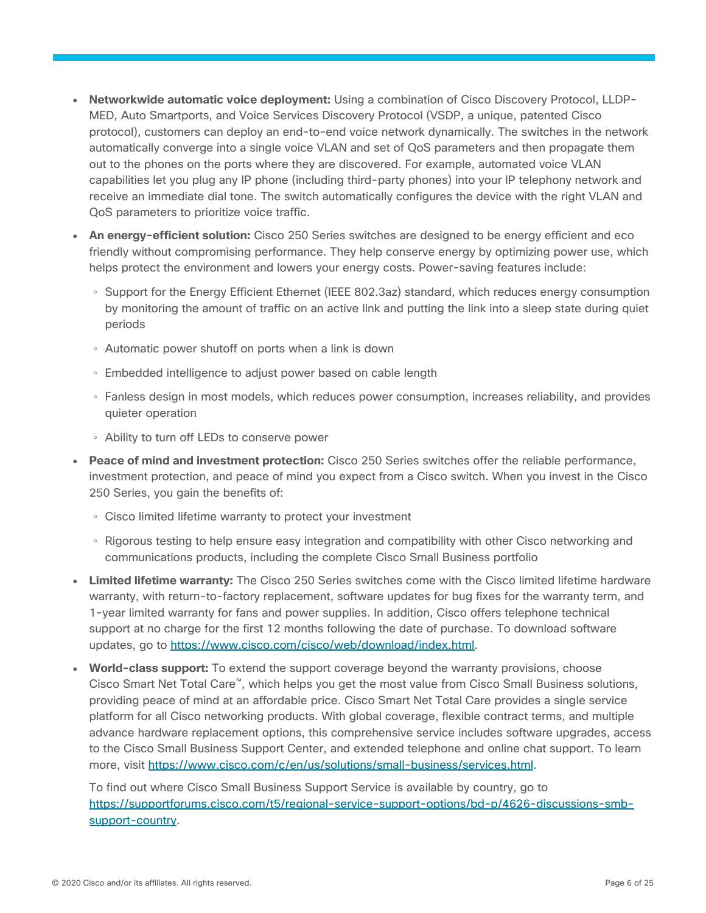- **Networkwide automatic voice deployment:** Using a combination of Cisco Discovery Protocol, LLDP-MED, Auto Smartports, and Voice Services Discovery Protocol (VSDP, a unique, patented Cisco protocol), customers can deploy an end-to-end voice network dynamically. The switches in the network automatically converge into a single voice VLAN and set of QoS parameters and then propagate them out to the phones on the ports where they are discovered. For example, automated voice VLAN capabilities let you plug any IP phone (including third-party phones) into your IP telephony network and receive an immediate dial tone. The switch automatically configures the device with the right VLAN and QoS parameters to prioritize voice traffic.
- **An energy-efficient solution:** Cisco 250 Series switches are designed to be energy efficient and eco friendly without compromising performance. They help conserve energy by optimizing power use, which helps protect the environment and lowers your energy costs. Power-saving features include:
  - Support for the Energy Efficient Ethernet (IEEE 802.3az) standard, which reduces energy consumption by monitoring the amount of traffic on an active link and putting the link into a sleep state during quiet periods
  - Automatic power shutoff on ports when a link is down
  - Embedded intelligence to adjust power based on cable length
  - Fanless design in most models, which reduces power consumption, increases reliability, and provides quieter operation
  - Ability to turn off LEDs to conserve power
- **Peace of mind and investment protection:** Cisco 250 Series switches offer the reliable performance, investment protection, and peace of mind you expect from a Cisco switch. When you invest in the Cisco 250 Series, you gain the benefits of:
  - Cisco limited lifetime warranty to protect your investment
  - Rigorous testing to help ensure easy integration and compatibility with other Cisco networking and communications products, including the complete Cisco Small Business portfolio
- **Limited lifetime warranty:** The Cisco 250 Series switches come with the Cisco limited lifetime hardware warranty, with return-to-factory replacement, software updates for bug fixes for the warranty term, and 1-year limited warranty for fans and power supplies. In addition, Cisco offers telephone technical support at no charge for the first 12 months following the date of purchase. To download software updates, go to [https://www.cisco.com/cisco/web/download/index.html](https://www.cisco.com/cisco/web/download/index.html).
- **World-class support:** To extend the support coverage beyond the warranty provisions, choose Cisco Smart Net Total Care™, which helps you get the most value from Cisco Small Business solutions, providing peace of mind at an affordable price. Cisco Smart Net Total Care provides a single service platform for all Cisco networking products. With global coverage, flexible contract terms, and multiple advance hardware replacement options, this comprehensive service includes software upgrades, access to the Cisco Small Business Support Center, and extended telephone and online chat support. To learn more, visit [https://www.cisco.com/c/en/us/solutions/small-business/services.html](https://www.cisco.com/c/en/us/solutions/small-business/services.html).

  To find out where Cisco Small Business Support Service is available by country, go to [https://supportforums.cisco.com/t5/regional-service-support-options/bd-p/4626-discussions-smb-support-country](https://supportforums.cisco.com/t5/regional-service-support-options/bd-p/4626-discussions-smb-support-country).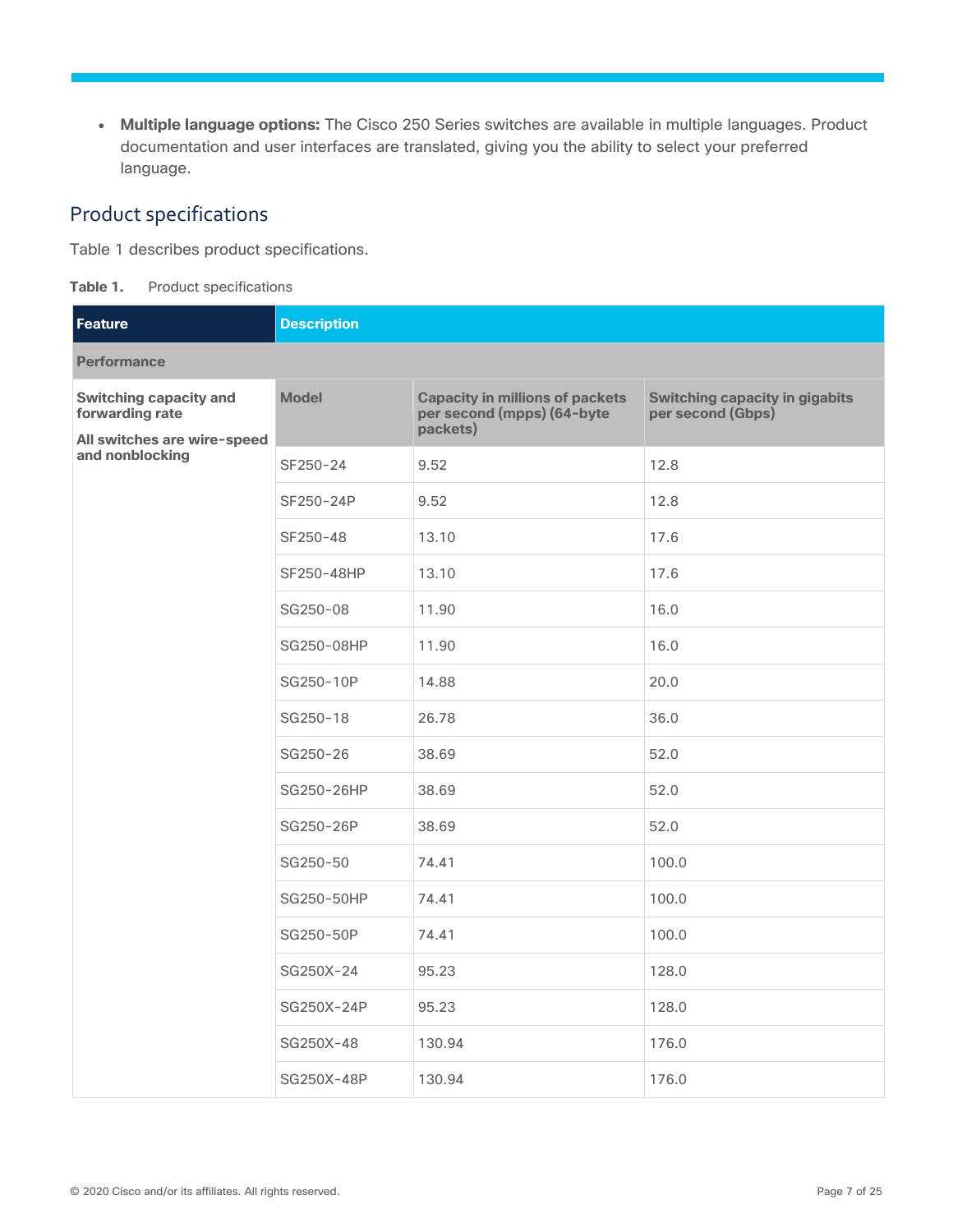- **Multiple language options:** The Cisco 250 Series switches are available in multiple languages. Product documentation and user interfaces are translated, giving you the ability to select your preferred language.

## Product specifications

Table 1 describes product specifications.

**Table 1.** Product specifications

| Feature | Description | | |
| --- | --- | --- | --- |
| **Performance** | | | |
| **Switching capacity and forwarding rate**<br>**All switches are wire-speed and nonblocking** | **Model** | **Capacity in millions of packets per second (mpps) (64-byte packets)** | **Switching capacity in gigabits per second (Gbps)** |
| | SF250-24 | 9.52 | 12.8 |
| | SF250-24P | 9.52 | 12.8 |
| | SF250-48 | 13.10 | 17.6 |
| | SF250-48HP | 13.10 | 17.6 |
| | SG250-08 | 11.90 | 16.0 |
| | SG250-08HP | 11.90 | 16.0 |
| | SG250-10P | 14.88 | 20.0 |
| | SG250-18 | 26.78 | 36.0 |
| | SG250-26 | 38.69 | 52.0 |
| | SG250-26HP | 38.69 | 52.0 |
| | SG250-26P | 38.69 | 52.0 |
| | SG250-50 | 74.41 | 100.0 |
| | SG250-50HP | 74.41 | 100.0 |
| | SG250-50P | 74.41 | 100.0 |
| | SG250X-24 | 95.23 | 128.0 |
| | SG250X-24P | 95.23 | 128.0 |
| | SG250X-48 | 130.94 | 176.0 |
| | SG250X-48P | 130.94 | 176.0 |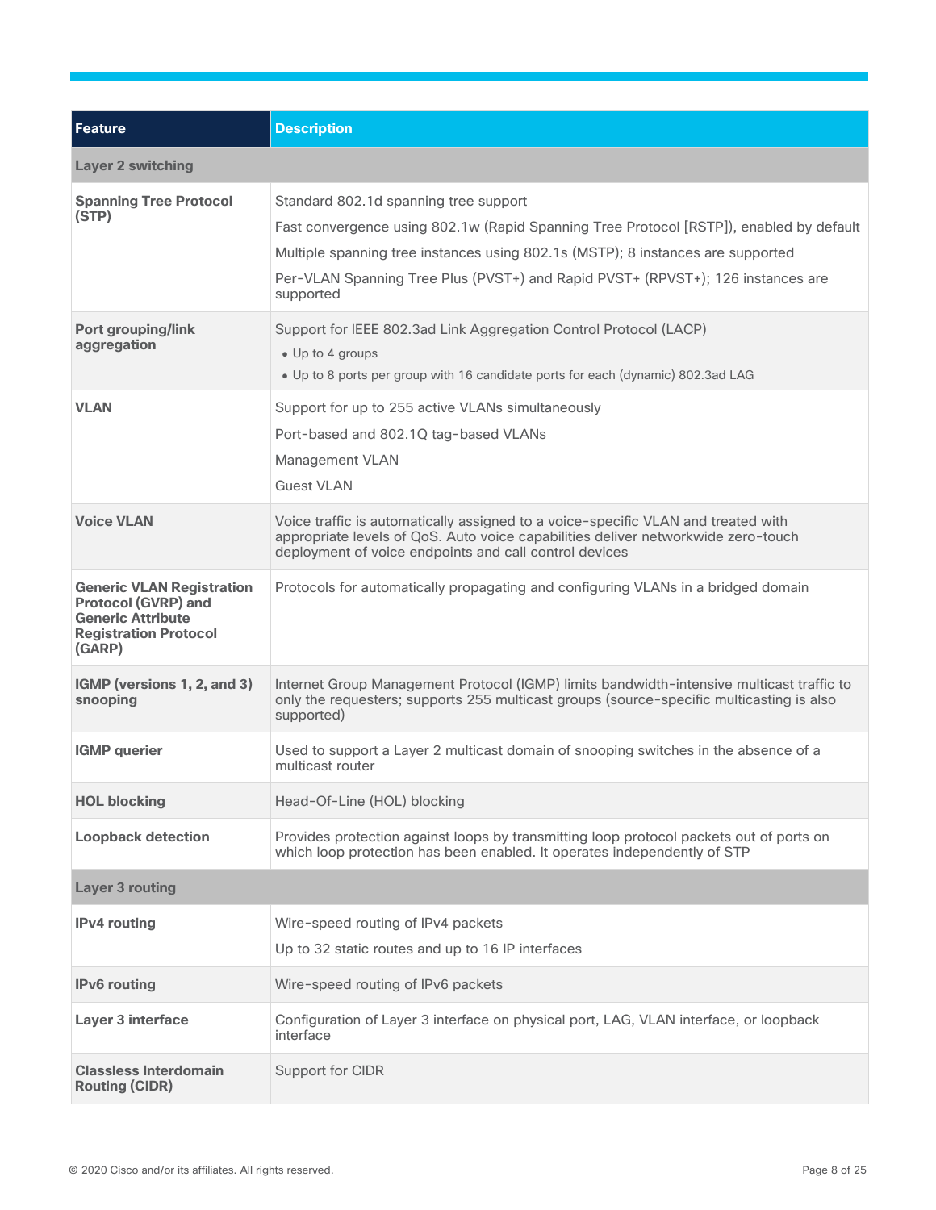| Feature | Description |
| --- | --- |
| **Layer 2 switching** | |
| **Spanning Tree Protocol (STP)** | Standard 802.1d spanning tree support<br>Fast convergence using 802.1w (Rapid Spanning Tree Protocol [RSTP]), enabled by default<br>Multiple spanning tree instances using 802.1s (MSTP); 8 instances are supported<br>Per-VLAN Spanning Tree Plus (PVST+) and Rapid PVST+ (RPVST+); 126 instances are supported |
| **Port grouping/link aggregation** | Support for IEEE 802.3ad Link Aggregation Control Protocol (LACP)<br>• Up to 4 groups<br>• Up to 8 ports per group with 16 candidate ports for each (dynamic) 802.3ad LAG |
| **VLAN** | Support for up to 255 active VLANs simultaneously<br>Port-based and 802.1Q tag-based VLANs<br>Management VLAN<br>Guest VLAN |
| **Voice VLAN** | Voice traffic is automatically assigned to a voice-specific VLAN and treated with appropriate levels of QoS. Auto voice capabilities deliver networkwide zero-touch deployment of voice endpoints and call control devices |
| **Generic VLAN Registration Protocol (GVRP) and Generic Attribute Registration Protocol (GARP)** | Protocols for automatically propagating and configuring VLANs in a bridged domain |
| **IGMP (versions 1, 2, and 3) snooping** | Internet Group Management Protocol (IGMP) limits bandwidth-intensive multicast traffic to only the requesters; supports 255 multicast groups (source-specific multicasting is also supported) |
| **IGMP querier** | Used to support a Layer 2 multicast domain of snooping switches in the absence of a multicast router |
| **HOL blocking** | Head-Of-Line (HOL) blocking |
| **Loopback detection** | Provides protection against loops by transmitting loop protocol packets out of ports on which loop protection has been enabled. It operates independently of STP |
| **Layer 3 routing** | |
| **IPv4 routing** | Wire-speed routing of IPv4 packets<br>Up to 32 static routes and up to 16 IP interfaces |
| **IPv6 routing** | Wire-speed routing of IPv6 packets |
| **Layer 3 interface** | Configuration of Layer 3 interface on physical port, LAG, VLAN interface, or loopback interface |
| **Classless Interdomain Routing (CIDR)** | Support for CIDR |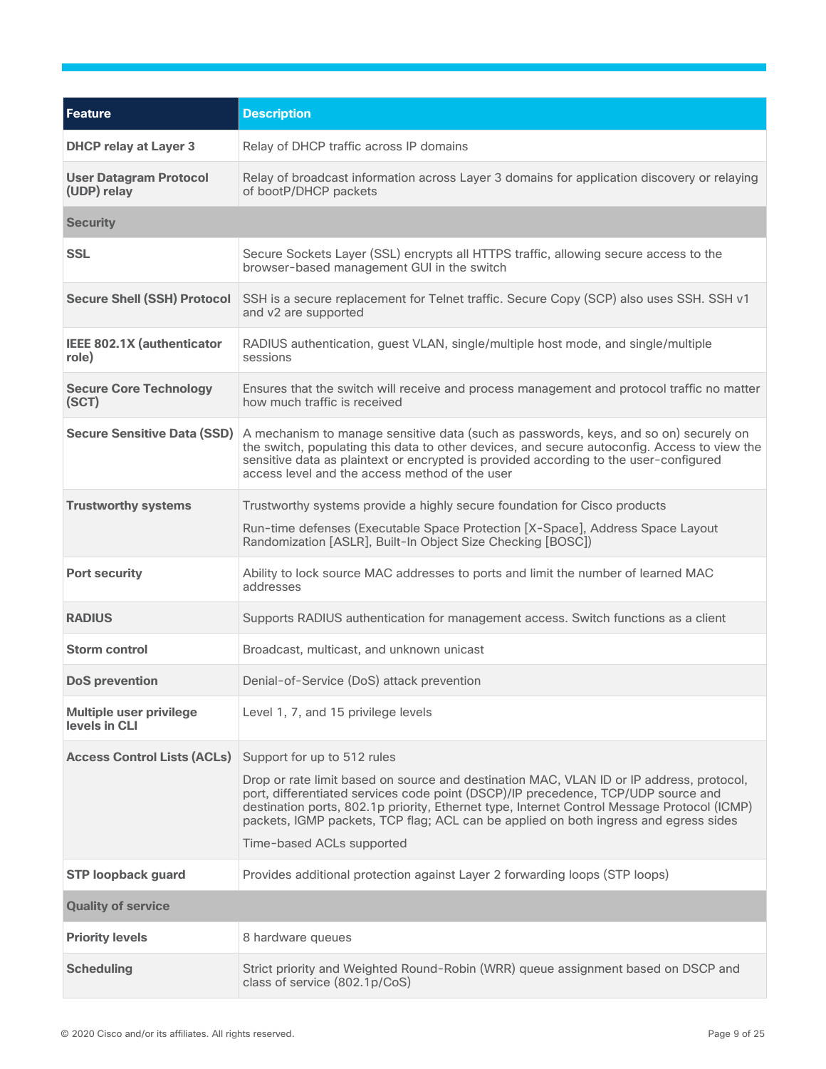| Feature | Description |
|---|---|
| **DHCP relay at Layer 3** | Relay of DHCP traffic across IP domains |
| **User Datagram Protocol (UDP) relay** | Relay of broadcast information across Layer 3 domains for application discovery or relaying of bootP/DHCP packets |
| **Security** | |
| **SSL** | Secure Sockets Layer (SSL) encrypts all HTTPS traffic, allowing secure access to the browser-based management GUI in the switch |
| **Secure Shell (SSH) Protocol** | SSH is a secure replacement for Telnet traffic. Secure Copy (SCP) also uses SSH. SSH v1 and v2 are supported |
| **IEEE 802.1X (authenticator role)** | RADIUS authentication, guest VLAN, single/multiple host mode, and single/multiple sessions |
| **Secure Core Technology (SCT)** | Ensures that the switch will receive and process management and protocol traffic no matter how much traffic is received |
| **Secure Sensitive Data (SSD)** | A mechanism to manage sensitive data (such as passwords, keys, and so on) securely on the switch, populating this data to other devices, and secure autoconfig. Access to view the sensitive data as plaintext or encrypted is provided according to the user-configured access level and the access method of the user |
| **Trustworthy systems** | Trustworthy systems provide a highly secure foundation for Cisco products<br><br>Run-time defenses (Executable Space Protection [X-Space], Address Space Layout Randomization [ASLR], Built-In Object Size Checking [BOSC]) |
| **Port security** | Ability to lock source MAC addresses to ports and limit the number of learned MAC addresses |
| **RADIUS** | Supports RADIUS authentication for management access. Switch functions as a client |
| **Storm control** | Broadcast, multicast, and unknown unicast |
| **DoS prevention** | Denial-of-Service (DoS) attack prevention |
| **Multiple user privilege levels in CLI** | Level 1, 7, and 15 privilege levels |
| **Access Control Lists (ACLs)** | Support for up to 512 rules<br><br>Drop or rate limit based on source and destination MAC, VLAN ID or IP address, protocol, port, differentiated services code point (DSCP)/IP precedence, TCP/UDP source and destination ports, 802.1p priority, Ethernet type, Internet Control Message Protocol (ICMP) packets, IGMP packets, TCP flag; ACL can be applied on both ingress and egress sides<br><br>Time-based ACLs supported |
| **STP loopback guard** | Provides additional protection against Layer 2 forwarding loops (STP loops) |
| **Quality of service** | |
| **Priority levels** | 8 hardware queues |
| **Scheduling** | Strict priority and Weighted Round-Robin (WRR) queue assignment based on DSCP and class of service (802.1p/CoS) |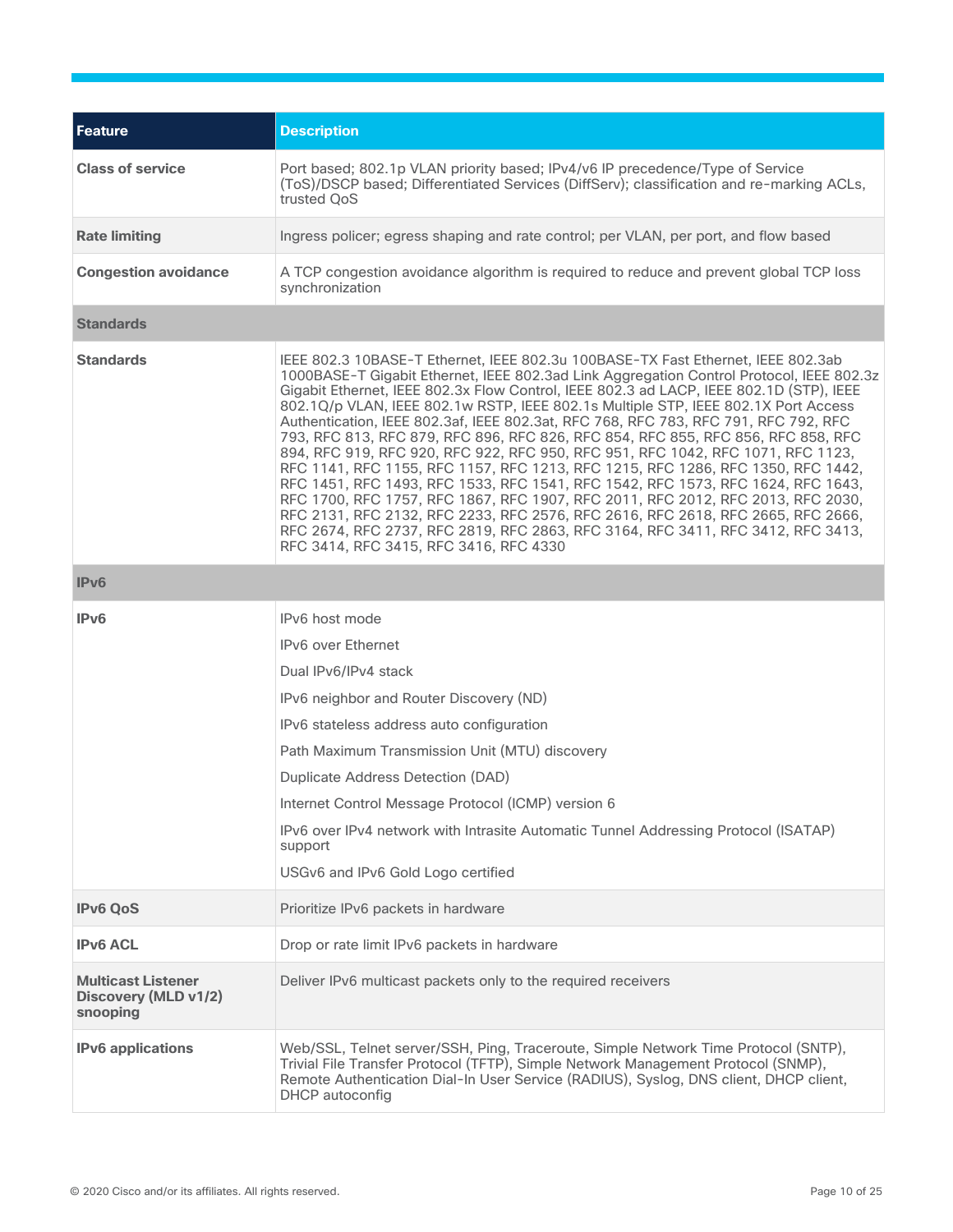| Feature | Description |
| --- | --- |
| **Class of service** | Port based; 802.1p VLAN priority based; IPv4/v6 IP precedence/Type of Service (ToS)/DSCP based; Differentiated Services (DiffServ); classification and re-marking ACLs, trusted QoS |
| **Rate limiting** | Ingress policer; egress shaping and rate control; per VLAN, per port, and flow based |
| **Congestion avoidance** | A TCP congestion avoidance algorithm is required to reduce and prevent global TCP loss synchronization |
| **Standards** | |
| **Standards** | IEEE 802.3 10BASE-T Ethernet, IEEE 802.3u 100BASE-TX Fast Ethernet, IEEE 802.3ab 1000BASE-T Gigabit Ethernet, IEEE 802.3ad Link Aggregation Control Protocol, IEEE 802.3z Gigabit Ethernet, IEEE 802.3x Flow Control, IEEE 802.3 ad LACP, IEEE 802.1D (STP), IEEE 802.1Q/p VLAN, IEEE 802.1w RSTP, IEEE 802.1s Multiple STP, IEEE 802.1X Port Access Authentication, IEEE 802.3af, IEEE 802.3at, RFC 768, RFC 783, RFC 791, RFC 792, RFC 793, RFC 813, RFC 879, RFC 896, RFC 826, RFC 854, RFC 855, RFC 856, RFC 858, RFC 894, RFC 919, RFC 920, RFC 922, RFC 950, RFC 951, RFC 1042, RFC 1071, RFC 1123, RFC 1141, RFC 1155, RFC 1157, RFC 1213, RFC 1215, RFC 1286, RFC 1350, RFC 1442, RFC 1451, RFC 1493, RFC 1533, RFC 1541, RFC 1542, RFC 1573, RFC 1624, RFC 1643, RFC 1700, RFC 1757, RFC 1867, RFC 1907, RFC 2011, RFC 2012, RFC 2013, RFC 2030, RFC 2131, RFC 2132, RFC 2233, RFC 2576, RFC 2616, RFC 2618, RFC 2665, RFC 2666, RFC 2674, RFC 2737, RFC 2819, RFC 2863, RFC 3164, RFC 3411, RFC 3412, RFC 3413, RFC 3414, RFC 3415, RFC 3416, RFC 4330 |
| **IPv6** | |
| **IPv6** | IPv6 host mode<br>IPv6 over Ethernet<br>Dual IPv6/IPv4 stack<br>IPv6 neighbor and Router Discovery (ND)<br>IPv6 stateless address auto configuration<br>Path Maximum Transmission Unit (MTU) discovery<br>Duplicate Address Detection (DAD)<br>Internet Control Message Protocol (ICMP) version 6<br>IPv6 over IPv4 network with Intrasite Automatic Tunnel Addressing Protocol (ISATAP) support<br>USGv6 and IPv6 Gold Logo certified |
| **IPv6 QoS** | Prioritize IPv6 packets in hardware |
| **IPv6 ACL** | Drop or rate limit IPv6 packets in hardware |
| **Multicast Listener Discovery (MLD v1/2) snooping** | Deliver IPv6 multicast packets only to the required receivers |
| **IPv6 applications** | Web/SSL, Telnet server/SSH, Ping, Traceroute, Simple Network Time Protocol (SNTP), Trivial File Transfer Protocol (TFTP), Simple Network Management Protocol (SNMP), Remote Authentication Dial-In User Service (RADIUS), Syslog, DNS client, DHCP client, DHCP autoconfig |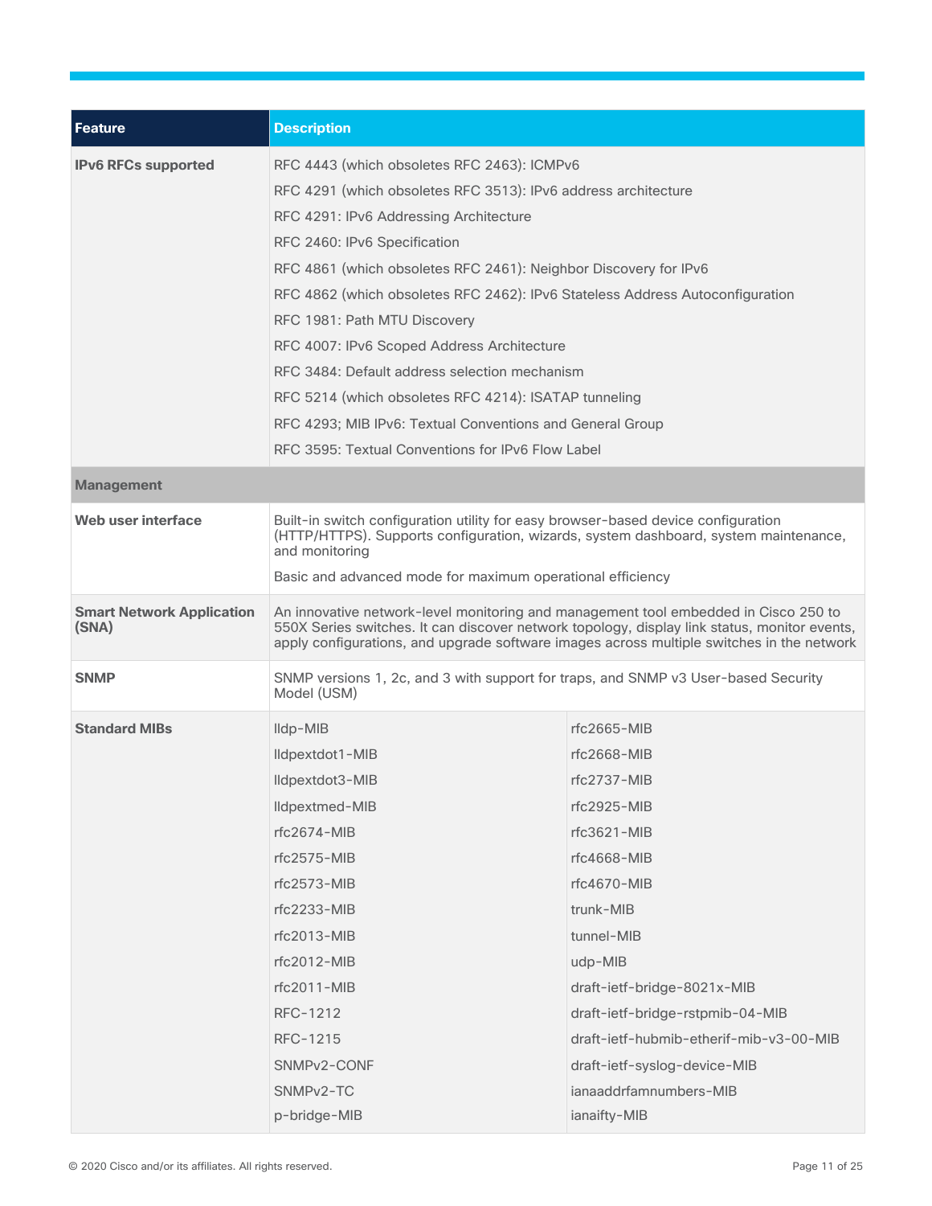| Feature | Description | |
|---|---|---|
| **IPv6 RFCs supported** | RFC 4443 (which obsoletes RFC 2463): ICMPv6<br>RFC 4291 (which obsoletes RFC 3513): IPv6 address architecture<br>RFC 4291: IPv6 Addressing Architecture<br>RFC 2460: IPv6 Specification<br>RFC 4861 (which obsoletes RFC 2461): Neighbor Discovery for IPv6<br>RFC 4862 (which obsoletes RFC 2462): IPv6 Stateless Address Autoconfiguration<br>RFC 1981: Path MTU Discovery<br>RFC 4007: IPv6 Scoped Address Architecture<br>RFC 3484: Default address selection mechanism<br>RFC 5214 (which obsoletes RFC 4214): ISATAP tunneling<br>RFC 4293; MIB IPv6: Textual Conventions and General Group<br>RFC 3595: Textual Conventions for IPv6 Flow Label | |
| **Management** | | |
| **Web user interface** | Built-in switch configuration utility for easy browser-based device configuration (HTTP/HTTPS). Supports configuration, wizards, system dashboard, system maintenance, and monitoring<br>Basic and advanced mode for maximum operational efficiency | |
| **Smart Network Application (SNA)** | An innovative network-level monitoring and management tool embedded in Cisco 250 to 550X Series switches. It can discover network topology, display link status, monitor events, apply configurations, and upgrade software images across multiple switches in the network | |
| **SNMP** | SNMP versions 1, 2c, and 3 with support for traps, and SNMP v3 User-based Security Model (USM) | |
| **Standard MIBs** | lldp-MIB | rfc2665-MIB |
| | lldpextdot1-MIB | rfc2668-MIB |
| | lldpextdot3-MIB | rfc2737-MIB |
| | lldpextmed-MIB | rfc2925-MIB |
| | rfc2674-MIB | rfc3621-MIB |
| | rfc2575-MIB | rfc4668-MIB |
| | rfc2573-MIB | rfc4670-MIB |
| | rfc2233-MIB | trunk-MIB |
| | rfc2013-MIB | tunnel-MIB |
| | rfc2012-MIB | udp-MIB |
| | rfc2011-MIB | draft-ietf-bridge-8021x-MIB |
| | RFC-1212 | draft-ietf-bridge-rstpmib-04-MIB |
| | RFC-1215 | draft-ietf-hubmib-etherif-mib-v3-00-MIB |
| | SNMPv2-CONF | draft-ietf-syslog-device-MIB |
| | SNMPv2-TC | ianaaddrfamnumbers-MIB |
| | p-bridge-MIB | ianaifty-MIB |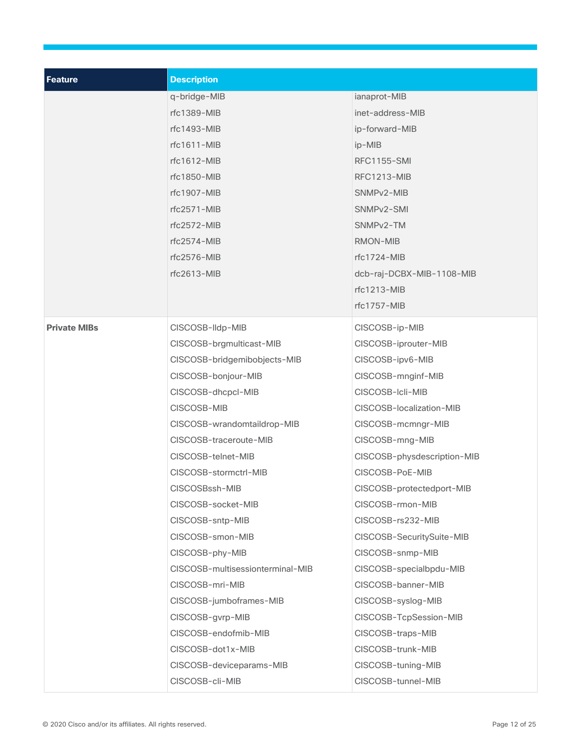| Feature | Description | |
|---|---|---|
| | q-bridge-MIB | ianaprot-MIB |
| | rfc1389-MIB | inet-address-MIB |
| | rfc1493-MIB | ip-forward-MIB |
| | rfc1611-MIB | ip-MIB |
| | rfc1612-MIB | RFC1155-SMI |
| | rfc1850-MIB | RFC1213-MIB |
| | rfc1907-MIB | SNMPv2-MIB |
| | rfc2571-MIB | SNMPv2-SMI |
| | rfc2572-MIB | SNMPv2-TM |
| | rfc2574-MIB | RMON-MIB |
| | rfc2576-MIB | rfc1724-MIB |
| | rfc2613-MIB | dcb-raj-DCBX-MIB-1108-MIB |
| | | rfc1213-MIB |
| | | rfc1757-MIB |
| **Private MIBs** | CISCOSB-lldp-MIB | CISCOSB-ip-MIB |
| | CISCOSB-brgmulticast-MIB | CISCOSB-iprouter-MIB |
| | CISCOSB-bridgemibobjects-MIB | CISCOSB-ipv6-MIB |
| | CISCOSB-bonjour-MIB | CISCOSB-mnginf-MIB |
| | CISCOSB-dhcpcl-MIB | CISCOSB-lcli-MIB |
| | CISCOSB-MIB | CISCOSB-localization-MIB |
| | CISCOSB-wrandomtaildrop-MIB | CISCOSB-mcmngr-MIB |
| | CISCOSB-traceroute-MIB | CISCOSB-mng-MIB |
| | CISCOSB-telnet-MIB | CISCOSB-physdescription-MIB |
| | CISCOSB-stormctrl-MIB | CISCOSB-PoE-MIB |
| | CISCOSBssh-MIB | CISCOSB-protectedport-MIB |
| | CISCOSB-socket-MIB | CISCOSB-rmon-MIB |
| | CISCOSB-sntp-MIB | CISCOSB-rs232-MIB |
| | CISCOSB-smon-MIB | CISCOSB-SecuritySuite-MIB |
| | CISCOSB-phy-MIB | CISCOSB-snmp-MIB |
| | CISCOSB-multisessionterminal-MIB | CISCOSB-specialbpdu-MIB |
| | CISCOSB-mri-MIB | CISCOSB-banner-MIB |
| | CISCOSB-jumboframes-MIB | CISCOSB-syslog-MIB |
| | CISCOSB-gvrp-MIB | CISCOSB-TcpSession-MIB |
| | CISCOSB-endofmib-MIB | CISCOSB-traps-MIB |
| | CISCOSB-dot1x-MIB | CISCOSB-trunk-MIB |
| | CISCOSB-deviceparams-MIB | CISCOSB-tuning-MIB |
| | CISCOSB-cli-MIB | CISCOSB-tunnel-MIB |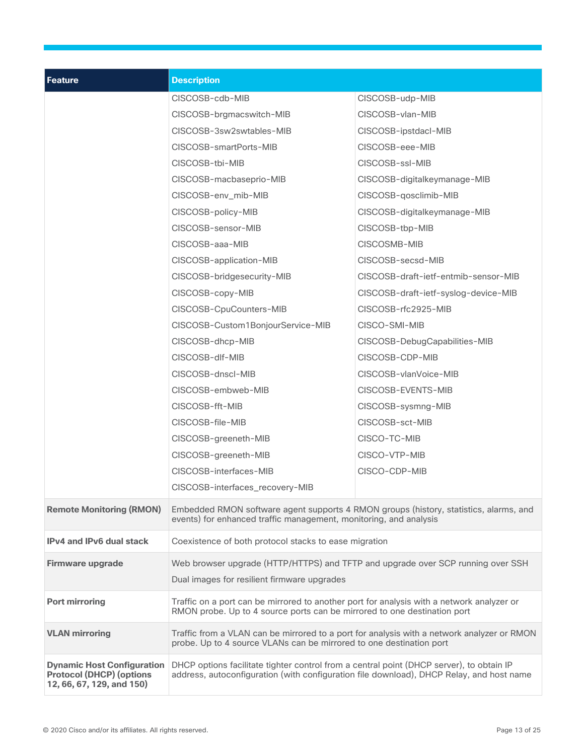| Feature | Description | |
|---|---|---|
| | CISCOSB-cdb-MIB | CISCOSB-udp-MIB |
| | CISCOSB-brgmacswitch-MIB | CISCOSB-vlan-MIB |
| | CISCOSB-3sw2swtables-MIB | CISCOSB-ipstdacl-MIB |
| | CISCOSB-smartPorts-MIB | CISCOSB-eee-MIB |
| | CISCOSB-tbi-MIB | CISCOSB-ssl-MIB |
| | CISCOSB-macbaseprio-MIB | CISCOSB-digitalkeymanage-MIB |
| | CISCOSB-env_mib-MIB | CISCOSB-qosclimib-MIB |
| | CISCOSB-policy-MIB | CISCOSB-digitalkeymanage-MIB |
| | CISCOSB-sensor-MIB | CISCOSB-tbp-MIB |
| | CISCOSB-aaa-MIB | CISCOSMB-MIB |
| | CISCOSB-application-MIB | CISCOSB-secsd-MIB |
| | CISCOSB-bridgesecurity-MIB | CISCOSB-draft-ietf-entmib-sensor-MIB |
| | CISCOSB-copy-MIB | CISCOSB-draft-ietf-syslog-device-MIB |
| | CISCOSB-CpuCounters-MIB | CISCOSB-rfc2925-MIB |
| | CISCOSB-Custom1BonjourService-MIB | CISCO-SMI-MIB |
| | CISCOSB-dhcp-MIB | CISCOSB-DebugCapabilities-MIB |
| | CISCOSB-dlf-MIB | CISCOSB-CDP-MIB |
| | CISCOSB-dnscl-MIB | CISCOSB-vlanVoice-MIB |
| | CISCOSB-embweb-MIB | CISCOSB-EVENTS-MIB |
| | CISCOSB-fft-MIB | CISCOSB-sysmng-MIB |
| | CISCOSB-file-MIB | CISCOSB-sct-MIB |
| | CISCOSB-greeneth-MIB | CISCO-TC-MIB |
| | CISCOSB-greeneth-MIB | CISCO-VTP-MIB |
| | CISCOSB-interfaces-MIB | CISCO-CDP-MIB |
| | CISCOSB-interfaces_recovery-MIB | |
| **Remote Monitoring (RMON)** | Embedded RMON software agent supports 4 RMON groups (history, statistics, alarms, and events) for enhanced traffic management, monitoring, and analysis | |
| **IPv4 and IPv6 dual stack** | Coexistence of both protocol stacks to ease migration | |
| **Firmware upgrade** | Web browser upgrade (HTTP/HTTPS) and TFTP and upgrade over SCP running over SSH<br><br>Dual images for resilient firmware upgrades | |
| **Port mirroring** | Traffic on a port can be mirrored to another port for analysis with a network analyzer or RMON probe. Up to 4 source ports can be mirrored to one destination port | |
| **VLAN mirroring** | Traffic from a VLAN can be mirrored to a port for analysis with a network analyzer or RMON probe. Up to 4 source VLANs can be mirrored to one destination port | |
| **Dynamic Host Configuration Protocol (DHCP) (options 12, 66, 67, 129, and 150)** | DHCP options facilitate tighter control from a central point (DHCP server), to obtain IP address, autoconfiguration (with configuration file download), DHCP Relay, and host name | |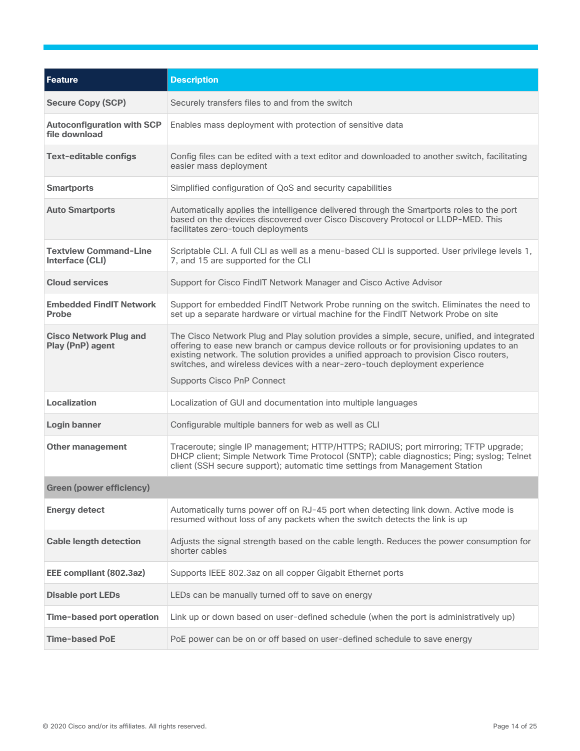| Feature | Description |
|---|---|
| **Secure Copy (SCP)** | Securely transfers files to and from the switch |
| **Autoconfiguration with SCP file download** | Enables mass deployment with protection of sensitive data |
| **Text-editable configs** | Config files can be edited with a text editor and downloaded to another switch, facilitating easier mass deployment |
| **Smartports** | Simplified configuration of QoS and security capabilities |
| **Auto Smartports** | Automatically applies the intelligence delivered through the Smartports roles to the port based on the devices discovered over Cisco Discovery Protocol or LLDP-MED. This facilitates zero-touch deployments |
| **Textview Command-Line Interface (CLI)** | Scriptable CLI. A full CLI as well as a menu-based CLI is supported. User privilege levels 1, 7, and 15 are supported for the CLI |
| **Cloud services** | Support for Cisco FindIT Network Manager and Cisco Active Advisor |
| **Embedded FindIT Network Probe** | Support for embedded FindIT Network Probe running on the switch. Eliminates the need to set up a separate hardware or virtual machine for the FindIT Network Probe on site |
| **Cisco Network Plug and Play (PnP) agent** | The Cisco Network Plug and Play solution provides a simple, secure, unified, and integrated offering to ease new branch or campus device rollouts or for provisioning updates to an existing network. The solution provides a unified approach to provision Cisco routers, switches, and wireless devices with a near-zero-touch deployment experience<br><br>Supports Cisco PnP Connect |
| **Localization** | Localization of GUI and documentation into multiple languages |
| **Login banner** | Configurable multiple banners for web as well as CLI |
| **Other management** | Traceroute; single IP management; HTTP/HTTPS; RADIUS; port mirroring; TFTP upgrade; DHCP client; Simple Network Time Protocol (SNTP); cable diagnostics; Ping; syslog; Telnet client (SSH secure support); automatic time settings from Management Station |
| **Green (power efficiency)** | |
| **Energy detect** | Automatically turns power off on RJ-45 port when detecting link down. Active mode is resumed without loss of any packets when the switch detects the link is up |
| **Cable length detection** | Adjusts the signal strength based on the cable length. Reduces the power consumption for shorter cables |
| **EEE compliant (802.3az)** | Supports IEEE 802.3az on all copper Gigabit Ethernet ports |
| **Disable port LEDs** | LEDs can be manually turned off to save on energy |
| **Time-based port operation** | Link up or down based on user-defined schedule (when the port is administratively up) |
| **Time-based PoE** | PoE power can be on or off based on user-defined schedule to save energy |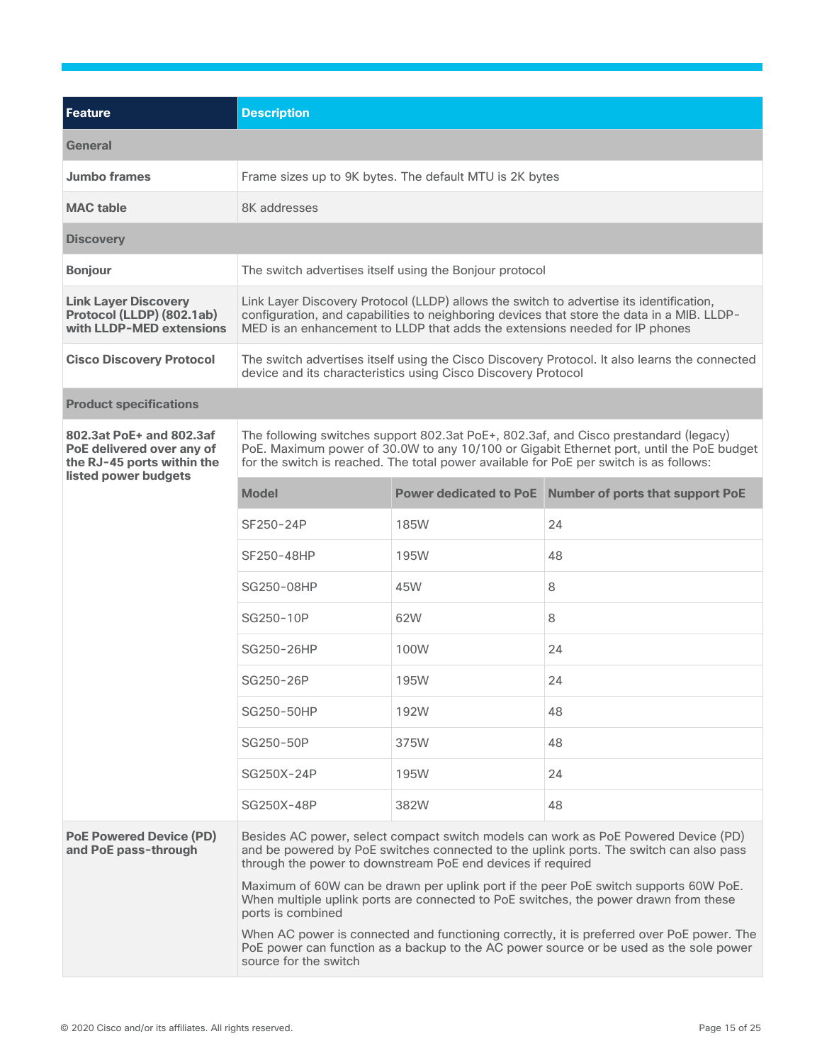| Feature | Description | | |
|---|---|---|---|
| **General** | | | |
| **Jumbo frames** | Frame sizes up to 9K bytes. The default MTU is 2K bytes | | |
| **MAC table** | 8K addresses | | |
| **Discovery** | | | |
| **Bonjour** | The switch advertises itself using the Bonjour protocol | | |
| **Link Layer Discovery Protocol (LLDP) (802.1ab) with LLDP-MED extensions** | Link Layer Discovery Protocol (LLDP) allows the switch to advertise its identification, configuration, and capabilities to neighboring devices that store the data in a MIB. LLDP-MED is an enhancement to LLDP that adds the extensions needed for IP phones | | |
| **Cisco Discovery Protocol** | The switch advertises itself using the Cisco Discovery Protocol. It also learns the connected device and its characteristics using Cisco Discovery Protocol | | |
| **Product specifications** | | | |
| **802.3at PoE+ and 802.3af PoE delivered over any of the RJ-45 ports within the listed power budgets** | The following switches support 802.3at PoE+, 802.3af, and Cisco prestandard (legacy) PoE. Maximum power of 30.0W to any 10/100 or Gigabit Ethernet port, until the PoE budget for the switch is reached. The total power available for PoE per switch is as follows: | | |
| | **Model** | **Power dedicated to PoE** | **Number of ports that support PoE** |
| | SF250-24P | 185W | 24 |
| | SF250-48HP | 195W | 48 |
| | SG250-08HP | 45W | 8 |
| | SG250-10P | 62W | 8 |
| | SG250-26HP | 100W | 24 |
| | SG250-26P | 195W | 24 |
| | SG250-50HP | 192W | 48 |
| | SG250-50P | 375W | 48 |
| | SG250X-24P | 195W | 24 |
| | SG250X-48P | 382W | 48 |
| **PoE Powered Device (PD) and PoE pass-through** | Besides AC power, select compact switch models can work as PoE Powered Device (PD) and be powered by PoE switches connected to the uplink ports. The switch can also pass through the power to downstream PoE end devices if required<br><br>Maximum of 60W can be drawn per uplink port if the peer PoE switch supports 60W PoE. When multiple uplink ports are connected to PoE switches, the power drawn from these ports is combined<br><br>When AC power is connected and functioning correctly, it is preferred over PoE power. The PoE power can function as a backup to the AC power source or be used as the sole power source for the switch | | |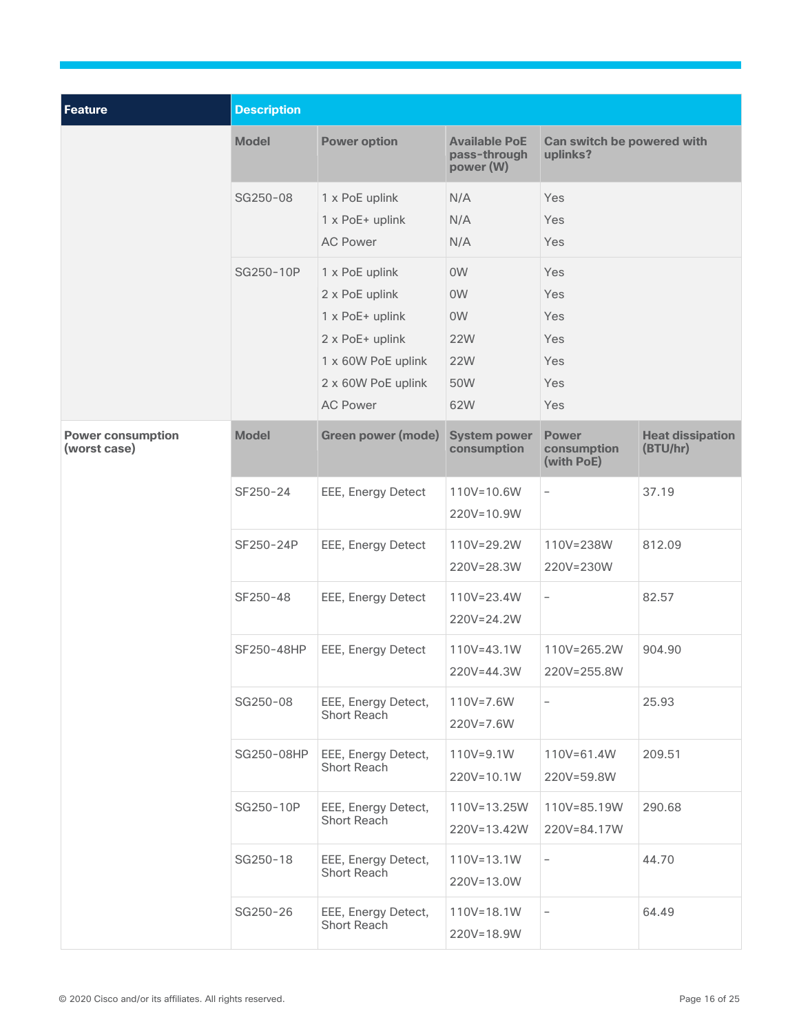| Feature | Description | | | | |
|---|---|---|---|---|---|
| | **Model** | **Power option** | **Available PoE pass-through power (W)** | **Can switch be powered with uplinks?** | |
| | SG250-08 | 1 x PoE uplink<br>1 x PoE+ uplink<br>AC Power | N/A<br>N/A<br>N/A | Yes<br>Yes<br>Yes | |
| | SG250-10P | 1 x PoE uplink<br>2 x PoE uplink<br>1 x PoE+ uplink<br>2 x PoE+ uplink<br>1 x 60W PoE uplink<br>2 x 60W PoE uplink<br>AC Power | 0W<br>0W<br>0W<br>22W<br>22W<br>50W<br>62W | Yes<br>Yes<br>Yes<br>Yes<br>Yes<br>Yes<br>Yes | |
| **Power consumption (worst case)** | **Model** | **Green power (mode)** | **System power consumption** | **Power consumption (with PoE)** | **Heat dissipation (BTU/hr)** |
| | SF250-24 | EEE, Energy Detect | 110V=10.6W<br>220V=10.9W | – | 37.19 |
| | SF250-24P | EEE, Energy Detect | 110V=29.2W<br>220V=28.3W | 110V=238W<br>220V=230W | 812.09 |
| | SF250-48 | EEE, Energy Detect | 110V=23.4W<br>220V=24.2W | – | 82.57 |
| | SF250-48HP | EEE, Energy Detect | 110V=43.1W<br>220V=44.3W | 110V=265.2W<br>220V=255.8W | 904.90 |
| | SG250-08 | EEE, Energy Detect, Short Reach | 110V=7.6W<br>220V=7.6W | – | 25.93 |
| | SG250-08HP | EEE, Energy Detect, Short Reach | 110V=9.1W<br>220V=10.1W | 110V=61.4W<br>220V=59.8W | 209.51 |
| | SG250-10P | EEE, Energy Detect, Short Reach | 110V=13.25W<br>220V=13.42W | 110V=85.19W<br>220V=84.17W | 290.68 |
| | SG250-18 | EEE, Energy Detect, Short Reach | 110V=13.1W<br>220V=13.0W | – | 44.70 |
| | SG250-26 | EEE, Energy Detect, Short Reach | 110V=18.1W<br>220V=18.9W | – | 64.49 |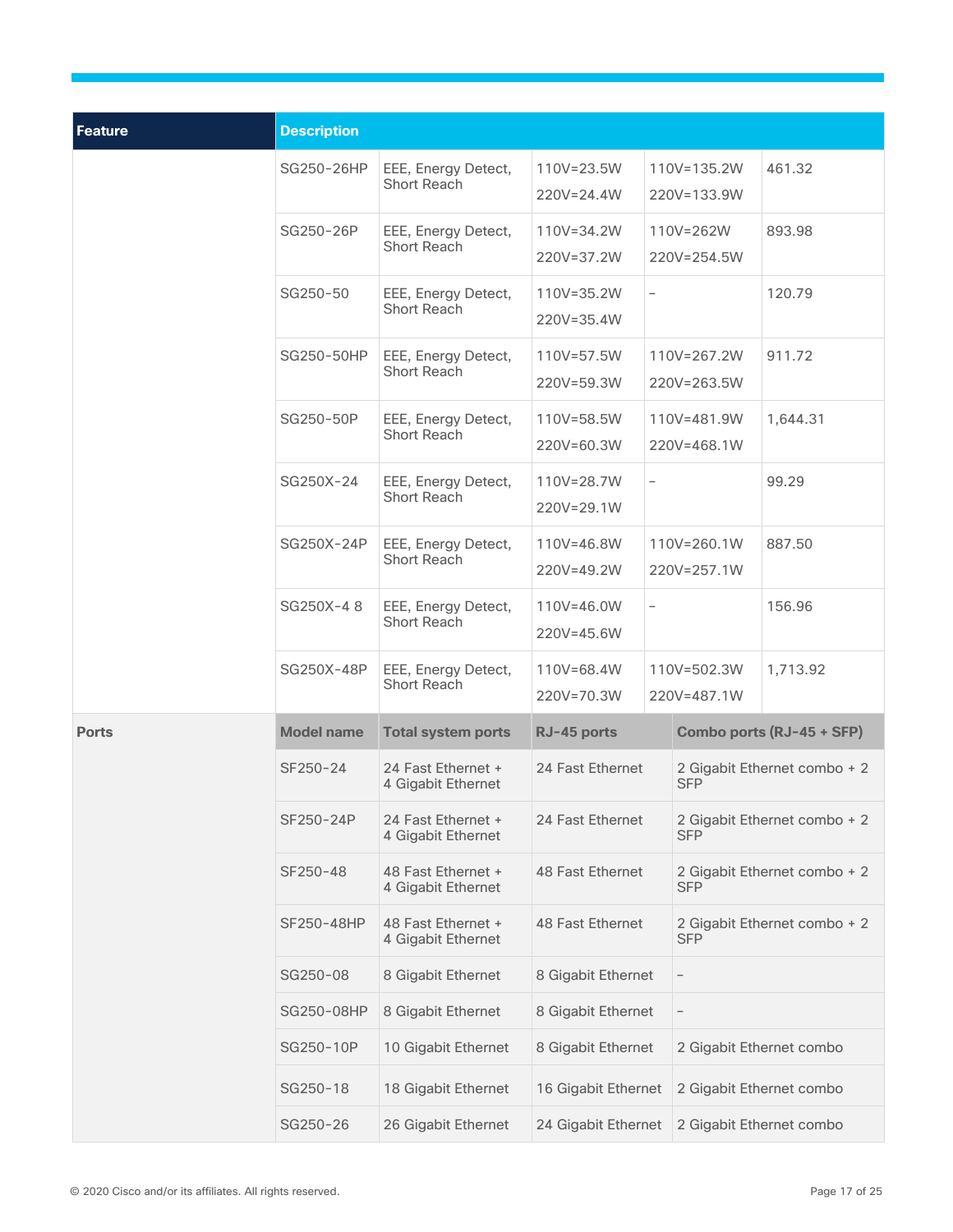| Feature | Description | | | | |
|---|---|---|---|---|---|
| | SG250-26HP | EEE, Energy Detect, Short Reach | 110V=23.5W<br>220V=24.4W | 110V=135.2W<br>220V=133.9W | 461.32 |
| | SG250-26P | EEE, Energy Detect, Short Reach | 110V=34.2W<br>220V=37.2W | 110V=262W<br>220V=254.5W | 893.98 |
| | SG250-50 | EEE, Energy Detect, Short Reach | 110V=35.2W<br>220V=35.4W | – | 120.79 |
| | SG250-50HP | EEE, Energy Detect, Short Reach | 110V=57.5W<br>220V=59.3W | 110V=267.2W<br>220V=263.5W | 911.72 |
| | SG250-50P | EEE, Energy Detect, Short Reach | 110V=58.5W<br>220V=60.3W | 110V=481.9W<br>220V=468.1W | 1,644.31 |
| | SG250X-24 | EEE, Energy Detect, Short Reach | 110V=28.7W<br>220V=29.1W | – | 99.29 |
| | SG250X-24P | EEE, Energy Detect, Short Reach | 110V=46.8W<br>220V=49.2W | 110V=260.1W<br>220V=257.1W | 887.50 |
| | SG250X-4 8 | EEE, Energy Detect, Short Reach | 110V=46.0W<br>220V=45.6W | – | 156.96 |
| | SG250X-48P | EEE, Energy Detect, Short Reach | 110V=68.4W<br>220V=70.3W | 110V=502.3W<br>220V=487.1W | 1,713.92 |

| Ports | Model name | Total system ports | RJ-45 ports | Combo ports (RJ-45 + SFP) |
|---|---|---|---|---|
| | SF250-24 | 24 Fast Ethernet + 4 Gigabit Ethernet | 24 Fast Ethernet | 2 Gigabit Ethernet combo + 2 SFP |
| | SF250-24P | 24 Fast Ethernet + 4 Gigabit Ethernet | 24 Fast Ethernet | 2 Gigabit Ethernet combo + 2 SFP |
| | SF250-48 | 48 Fast Ethernet + 4 Gigabit Ethernet | 48 Fast Ethernet | 2 Gigabit Ethernet combo + 2 SFP |
| | SF250-48HP | 48 Fast Ethernet + 4 Gigabit Ethernet | 48 Fast Ethernet | 2 Gigabit Ethernet combo + 2 SFP |
| | SG250-08 | 8 Gigabit Ethernet | 8 Gigabit Ethernet | – |
| | SG250-08HP | 8 Gigabit Ethernet | 8 Gigabit Ethernet | – |
| | SG250-10P | 10 Gigabit Ethernet | 8 Gigabit Ethernet | 2 Gigabit Ethernet combo |
| | SG250-18 | 18 Gigabit Ethernet | 16 Gigabit Ethernet | 2 Gigabit Ethernet combo |
| | SG250-26 | 26 Gigabit Ethernet | 24 Gigabit Ethernet | 2 Gigabit Ethernet combo |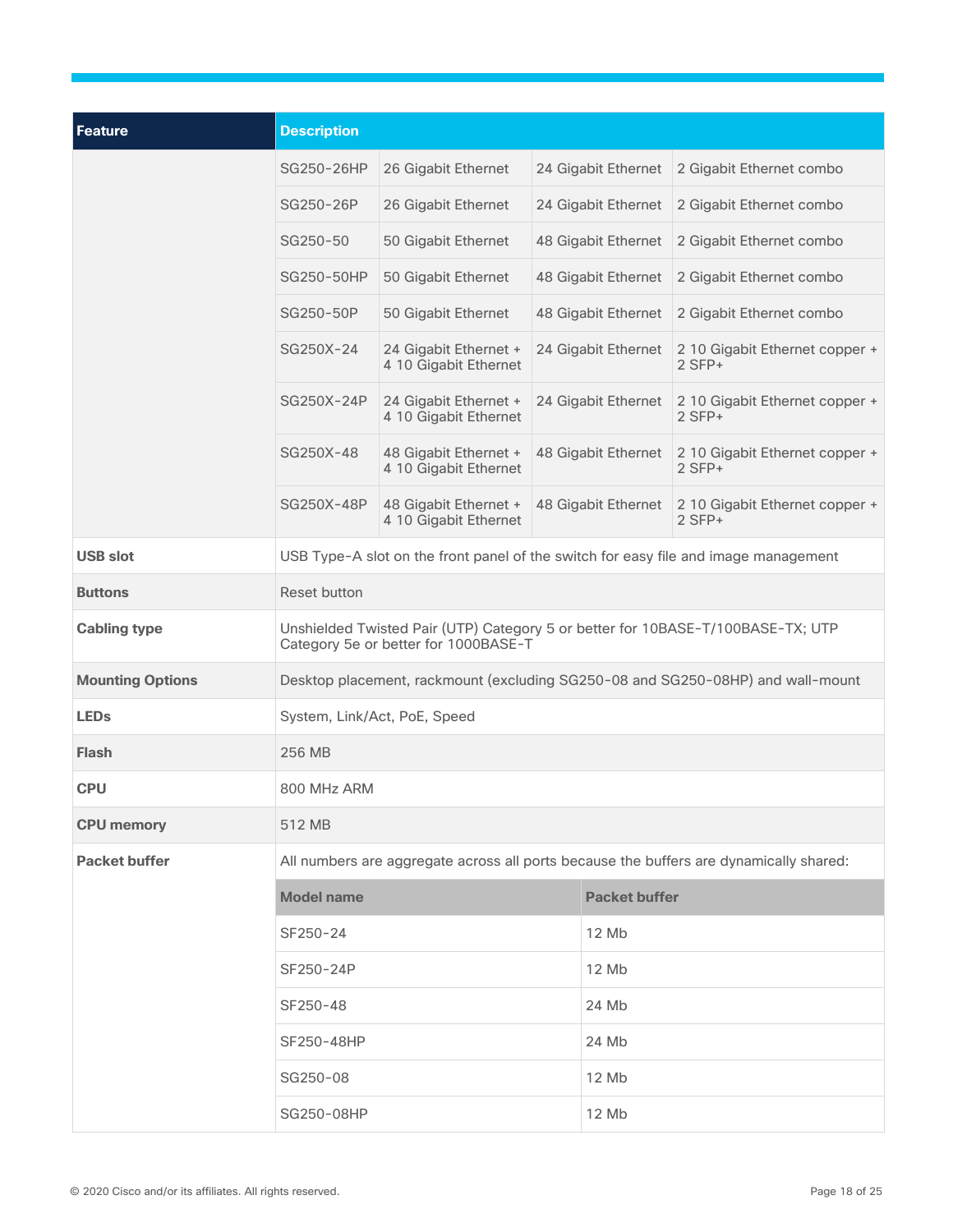| Feature | Description | | | |
|---|---|---|---|---|
| | SG250-26HP | 26 Gigabit Ethernet | 24 Gigabit Ethernet | 2 Gigabit Ethernet combo |
| | SG250-26P | 26 Gigabit Ethernet | 24 Gigabit Ethernet | 2 Gigabit Ethernet combo |
| | SG250-50 | 50 Gigabit Ethernet | 48 Gigabit Ethernet | 2 Gigabit Ethernet combo |
| | SG250-50HP | 50 Gigabit Ethernet | 48 Gigabit Ethernet | 2 Gigabit Ethernet combo |
| | SG250-50P | 50 Gigabit Ethernet | 48 Gigabit Ethernet | 2 Gigabit Ethernet combo |
| | SG250X-24 | 24 Gigabit Ethernet + 4 10 Gigabit Ethernet | 24 Gigabit Ethernet | 2 10 Gigabit Ethernet copper + 2 SFP+ |
| | SG250X-24P | 24 Gigabit Ethernet + 4 10 Gigabit Ethernet | 24 Gigabit Ethernet | 2 10 Gigabit Ethernet copper + 2 SFP+ |
| | SG250X-48 | 48 Gigabit Ethernet + 4 10 Gigabit Ethernet | 48 Gigabit Ethernet | 2 10 Gigabit Ethernet copper + 2 SFP+ |
| | SG250X-48P | 48 Gigabit Ethernet + 4 10 Gigabit Ethernet | 48 Gigabit Ethernet | 2 10 Gigabit Ethernet copper + 2 SFP+ |
| **USB slot** | USB Type-A slot on the front panel of the switch for easy file and image management | | | |
| **Buttons** | Reset button | | | |
| **Cabling type** | Unshielded Twisted Pair (UTP) Category 5 or better for 10BASE-T/100BASE-TX; UTP Category 5e or better for 1000BASE-T | | | |
| **Mounting Options** | Desktop placement, rackmount (excluding SG250-08 and SG250-08HP) and wall-mount | | | |
| **LEDs** | System, Link/Act, PoE, Speed | | | |
| **Flash** | 256 MB | | | |
| **CPU** | 800 MHz ARM | | | |
| **CPU memory** | 512 MB | | | |
| **Packet buffer** | All numbers are aggregate across all ports because the buffers are dynamically shared: | | | |
| | **Model name** | **Packet buffer** | | |
| | SF250-24 | 12 Mb | | |
| | SF250-24P | 12 Mb | | |
| | SF250-48 | 24 Mb | | |
| | SF250-48HP | 24 Mb | | |
| | SG250-08 | 12 Mb | | |
| | SG250-08HP | 12 Mb | | |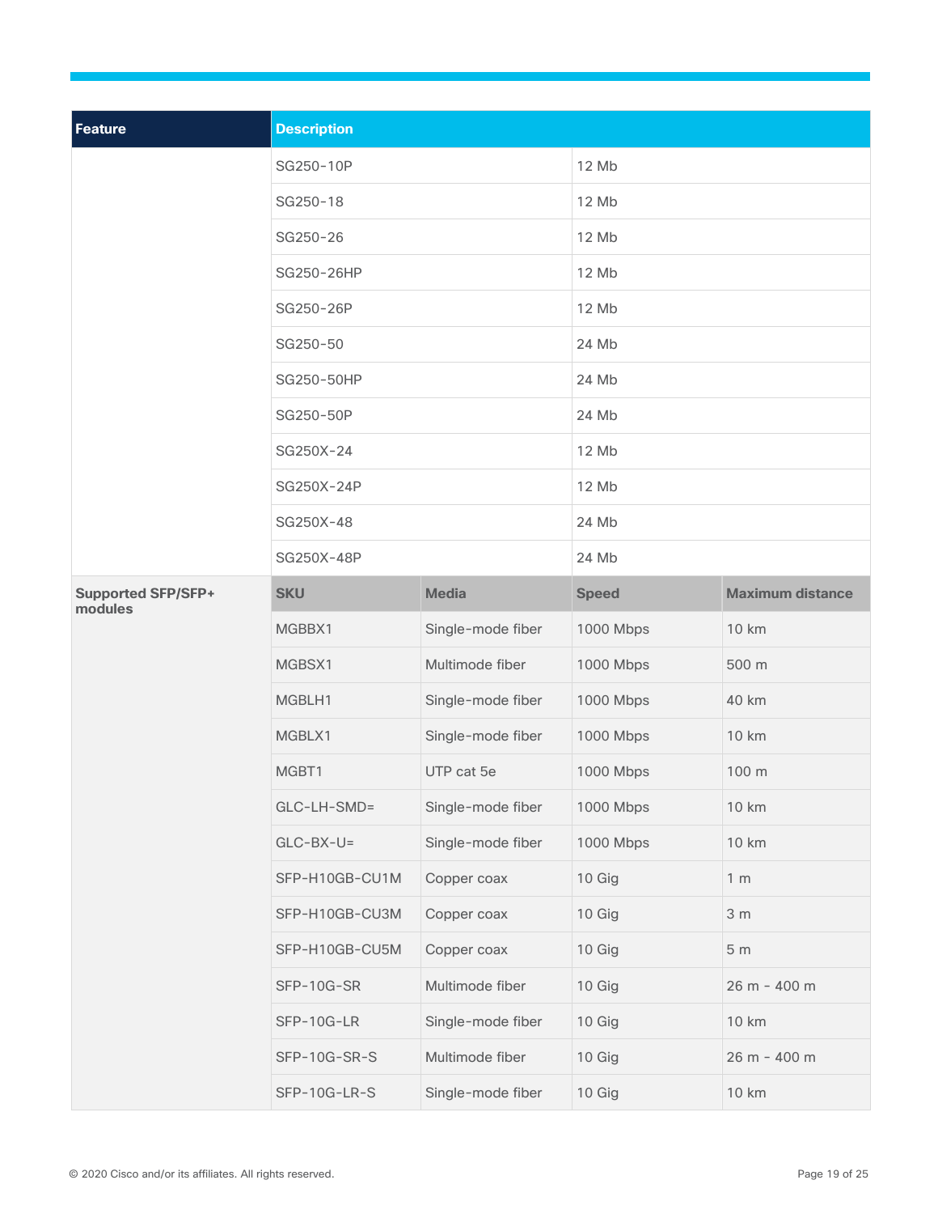| Feature | Description | | | |
|---|---|---|---|---|
| | SG250-10P | | 12 Mb | |
| | SG250-18 | | 12 Mb | |
| | SG250-26 | | 12 Mb | |
| | SG250-26HP | | 12 Mb | |
| | SG250-26P | | 12 Mb | |
| | SG250-50 | | 24 Mb | |
| | SG250-50HP | | 24 Mb | |
| | SG250-50P | | 24 Mb | |
| | SG250X-24 | | 12 Mb | |
| | SG250X-24P | | 12 Mb | |
| | SG250X-48 | | 24 Mb | |
| | SG250X-48P | | 24 Mb | |
| **Supported SFP/SFP+ modules** | **SKU** | **Media** | **Speed** | **Maximum distance** |
| | MGBBX1 | Single-mode fiber | 1000 Mbps | 10 km |
| | MGBSX1 | Multimode fiber | 1000 Mbps | 500 m |
| | MGBLH1 | Single-mode fiber | 1000 Mbps | 40 km |
| | MGBLX1 | Single-mode fiber | 1000 Mbps | 10 km |
| | MGBT1 | UTP cat 5e | 1000 Mbps | 100 m |
| | GLC-LH-SMD= | Single-mode fiber | 1000 Mbps | 10 km |
| | GLC-BX-U= | Single-mode fiber | 1000 Mbps | 10 km |
| | SFP-H10GB-CU1M | Copper coax | 10 Gig | 1 m |
| | SFP-H10GB-CU3M | Copper coax | 10 Gig | 3 m |
| | SFP-H10GB-CU5M | Copper coax | 10 Gig | 5 m |
| | SFP-10G-SR | Multimode fiber | 10 Gig | 26 m - 400 m |
| | SFP-10G-LR | Single-mode fiber | 10 Gig | 10 km |
| | SFP-10G-SR-S | Multimode fiber | 10 Gig | 26 m - 400 m |
| | SFP-10G-LR-S | Single-mode fiber | 10 Gig | 10 km |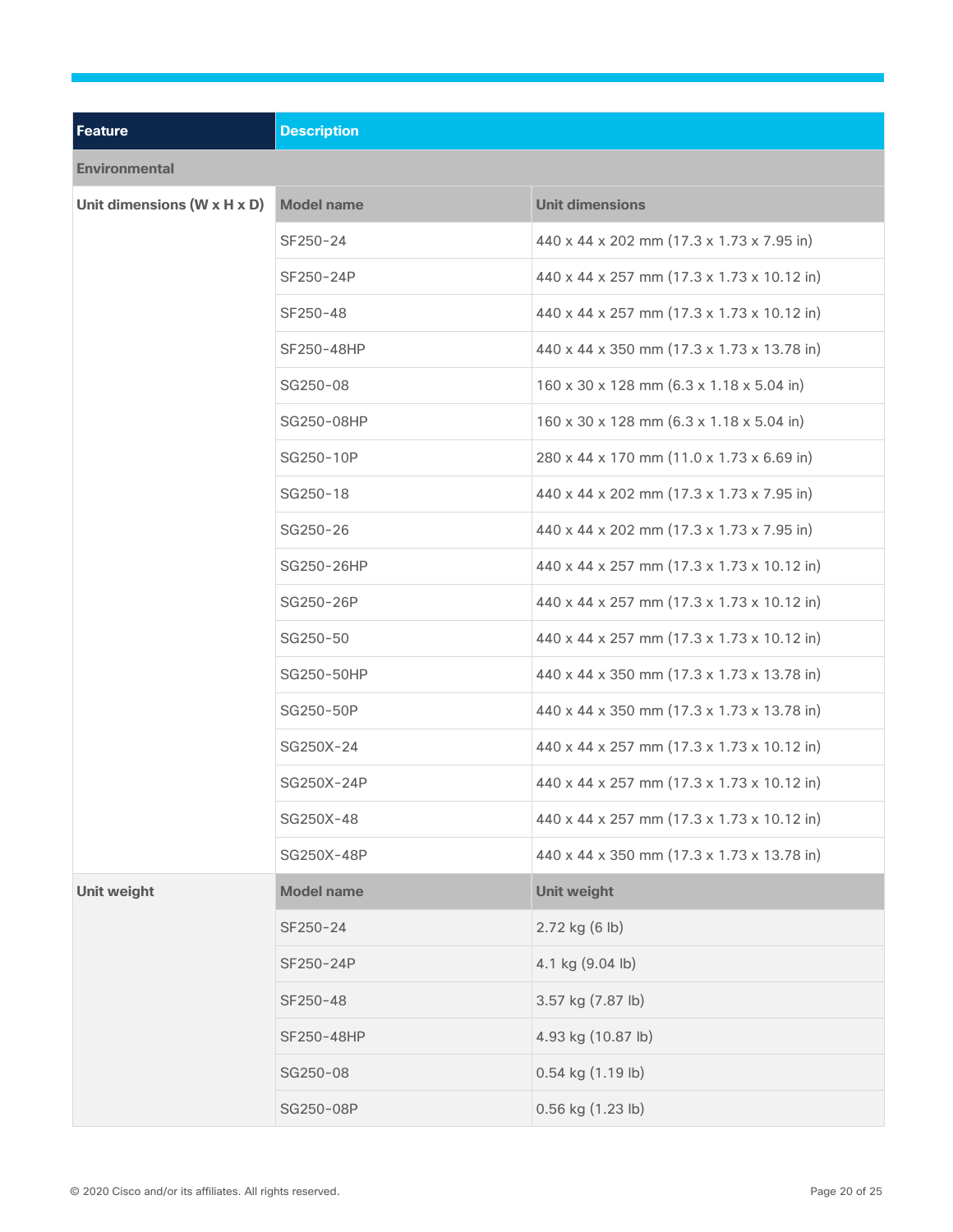| Feature | Description | |
|---|---|---|
| **Environmental** | | |
| **Unit dimensions (W x H x D)** | **Model name** | **Unit dimensions** |
| | SF250-24 | 440 x 44 x 202 mm (17.3 x 1.73 x 7.95 in) |
| | SF250-24P | 440 x 44 x 257 mm (17.3 x 1.73 x 10.12 in) |
| | SF250-48 | 440 x 44 x 257 mm (17.3 x 1.73 x 10.12 in) |
| | SF250-48HP | 440 x 44 x 350 mm (17.3 x 1.73 x 13.78 in) |
| | SG250-08 | 160 x 30 x 128 mm (6.3 x 1.18 x 5.04 in) |
| | SG250-08HP | 160 x 30 x 128 mm (6.3 x 1.18 x 5.04 in) |
| | SG250-10P | 280 x 44 x 170 mm (11.0 x 1.73 x 6.69 in) |
| | SG250-18 | 440 x 44 x 202 mm (17.3 x 1.73 x 7.95 in) |
| | SG250-26 | 440 x 44 x 202 mm (17.3 x 1.73 x 7.95 in) |
| | SG250-26HP | 440 x 44 x 257 mm (17.3 x 1.73 x 10.12 in) |
| | SG250-26P | 440 x 44 x 257 mm (17.3 x 1.73 x 10.12 in) |
| | SG250-50 | 440 x 44 x 257 mm (17.3 x 1.73 x 10.12 in) |
| | SG250-50HP | 440 x 44 x 350 mm (17.3 x 1.73 x 13.78 in) |
| | SG250-50P | 440 x 44 x 350 mm (17.3 x 1.73 x 13.78 in) |
| | SG250X-24 | 440 x 44 x 257 mm (17.3 x 1.73 x 10.12 in) |
| | SG250X-24P | 440 x 44 x 257 mm (17.3 x 1.73 x 10.12 in) |
| | SG250X-48 | 440 x 44 x 257 mm (17.3 x 1.73 x 10.12 in) |
| | SG250X-48P | 440 x 44 x 350 mm (17.3 x 1.73 x 13.78 in) |
| **Unit weight** | **Model name** | **Unit weight** |
| | SF250-24 | 2.72 kg (6 lb) |
| | SF250-24P | 4.1 kg (9.04 lb) |
| | SF250-48 | 3.57 kg (7.87 lb) |
| | SF250-48HP | 4.93 kg (10.87 lb) |
| | SG250-08 | 0.54 kg (1.19 lb) |
| | SG250-08P | 0.56 kg (1.23 lb) |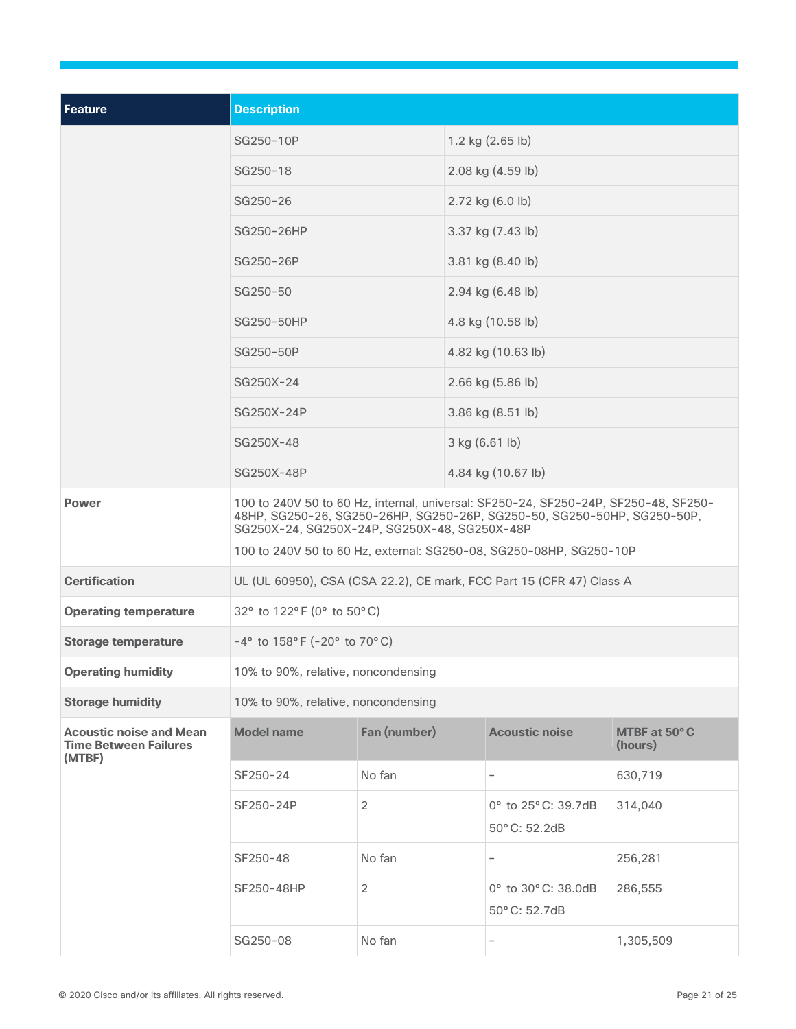| Feature | Description | | | |
|---|---|---|---|---|
| | SG250-10P | 1.2 kg (2.65 lb) | | |
| | SG250-18 | 2.08 kg (4.59 lb) | | |
| | SG250-26 | 2.72 kg (6.0 lb) | | |
| | SG250-26HP | 3.37 kg (7.43 lb) | | |
| | SG250-26P | 3.81 kg (8.40 lb) | | |
| | SG250-50 | 2.94 kg (6.48 lb) | | |
| | SG250-50HP | 4.8 kg (10.58 lb) | | |
| | SG250-50P | 4.82 kg (10.63 lb) | | |
| | SG250X-24 | 2.66 kg (5.86 lb) | | |
| | SG250X-24P | 3.86 kg (8.51 lb) | | |
| | SG250X-48 | 3 kg (6.61 lb) | | |
| | SG250X-48P | 4.84 kg (10.67 lb) | | |
| **Power** | 100 to 240V 50 to 60 Hz, internal, universal: SF250-24, SF250-24P, SF250-48, SF250-48HP, SG250-26, SG250-26HP, SG250-26P, SG250-50, SG250-50HP, SG250-50P, SG250X-24, SG250X-24P, SG250X-48, SG250X-48P<br><br>100 to 240V 50 to 60 Hz, external: SG250-08, SG250-08HP, SG250-10P | | | |
| **Certification** | UL (UL 60950), CSA (CSA 22.2), CE mark, FCC Part 15 (CFR 47) Class A | | | |
| **Operating temperature** | 32° to 122°F (0° to 50°C) | | | |
| **Storage temperature** | -4° to 158°F (-20° to 70°C) | | | |
| **Operating humidity** | 10% to 90%, relative, noncondensing | | | |
| **Storage humidity** | 10% to 90%, relative, noncondensing | | | |
| **Acoustic noise and Mean Time Between Failures (MTBF)** | **Model name** | **Fan (number)** | **Acoustic noise** | **MTBF at 50°C (hours)** |
| | SF250-24 | No fan | - | 630,719 |
| | SF250-24P | 2 | 0° to 25°C: 39.7dB<br>50°C: 52.2dB | 314,040 |
| | SF250-48 | No fan | - | 256,281 |
| | SF250-48HP | 2 | 0° to 30°C: 38.0dB<br>50°C: 52.7dB | 286,555 |
| | SG250-08 | No fan | - | 1,305,509 |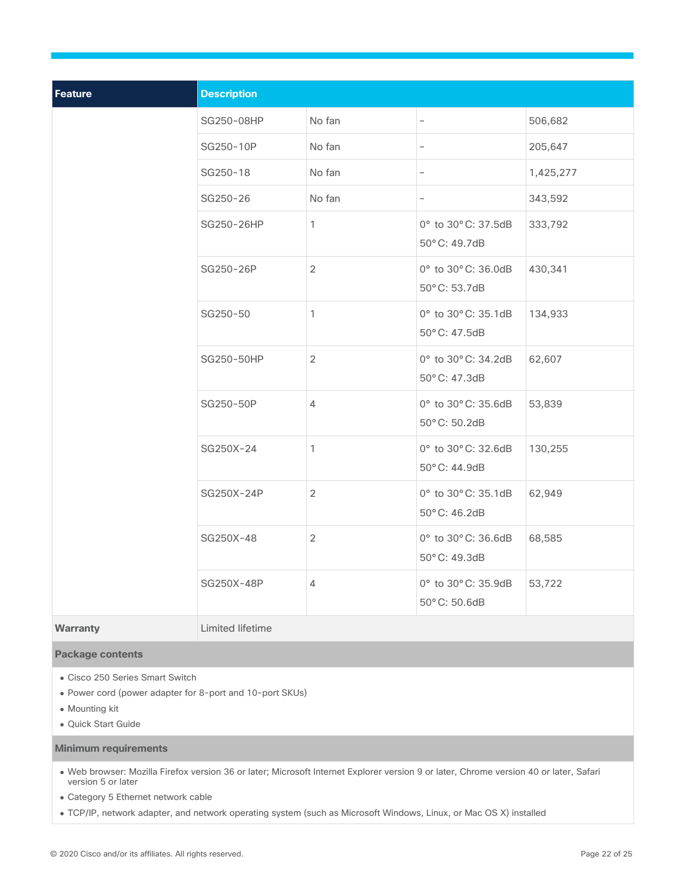| Feature | Description | | | |
|---|---|---|---|---|
| | SG250-08HP | No fan | – | 506,682 |
| | SG250-10P | No fan | – | 205,647 |
| | SG250-18 | No fan | – | 1,425,277 |
| | SG250-26 | No fan | – | 343,592 |
| | SG250-26HP | 1 | 0° to 30°C: 37.5dB<br>50°C: 49.7dB | 333,792 |
| | SG250-26P | 2 | 0° to 30°C: 36.0dB<br>50°C: 53.7dB | 430,341 |
| | SG250-50 | 1 | 0° to 30°C: 35.1dB<br>50°C: 47.5dB | 134,933 |
| | SG250-50HP | 2 | 0° to 30°C: 34.2dB<br>50°C: 47.3dB | 62,607 |
| | SG250-50P | 4 | 0° to 30°C: 35.6dB<br>50°C: 50.2dB | 53,839 |
| | SG250X-24 | 1 | 0° to 30°C: 32.6dB<br>50°C: 44.9dB | 130,255 |
| | SG250X-24P | 2 | 0° to 30°C: 35.1dB<br>50°C: 46.2dB | 62,949 |
| | SG250X-48 | 2 | 0° to 30°C: 36.6dB<br>50°C: 49.3dB | 68,585 |
| | SG250X-48P | 4 | 0° to 30°C: 35.9dB<br>50°C: 50.6dB | 53,722 |
| **Warranty** | Limited lifetime | | | |

**Package contents**

- Cisco 250 Series Smart Switch
- Power cord (power adapter for 8-port and 10-port SKUs)
- Mounting kit
- Quick Start Guide

**Minimum requirements**

- Web browser: Mozilla Firefox version 36 or later; Microsoft Internet Explorer version 9 or later, Chrome version 40 or later, Safari version 5 or later
- Category 5 Ethernet network cable
- TCP/IP, network adapter, and network operating system (such as Microsoft Windows, Linux, or Mac OS X) installed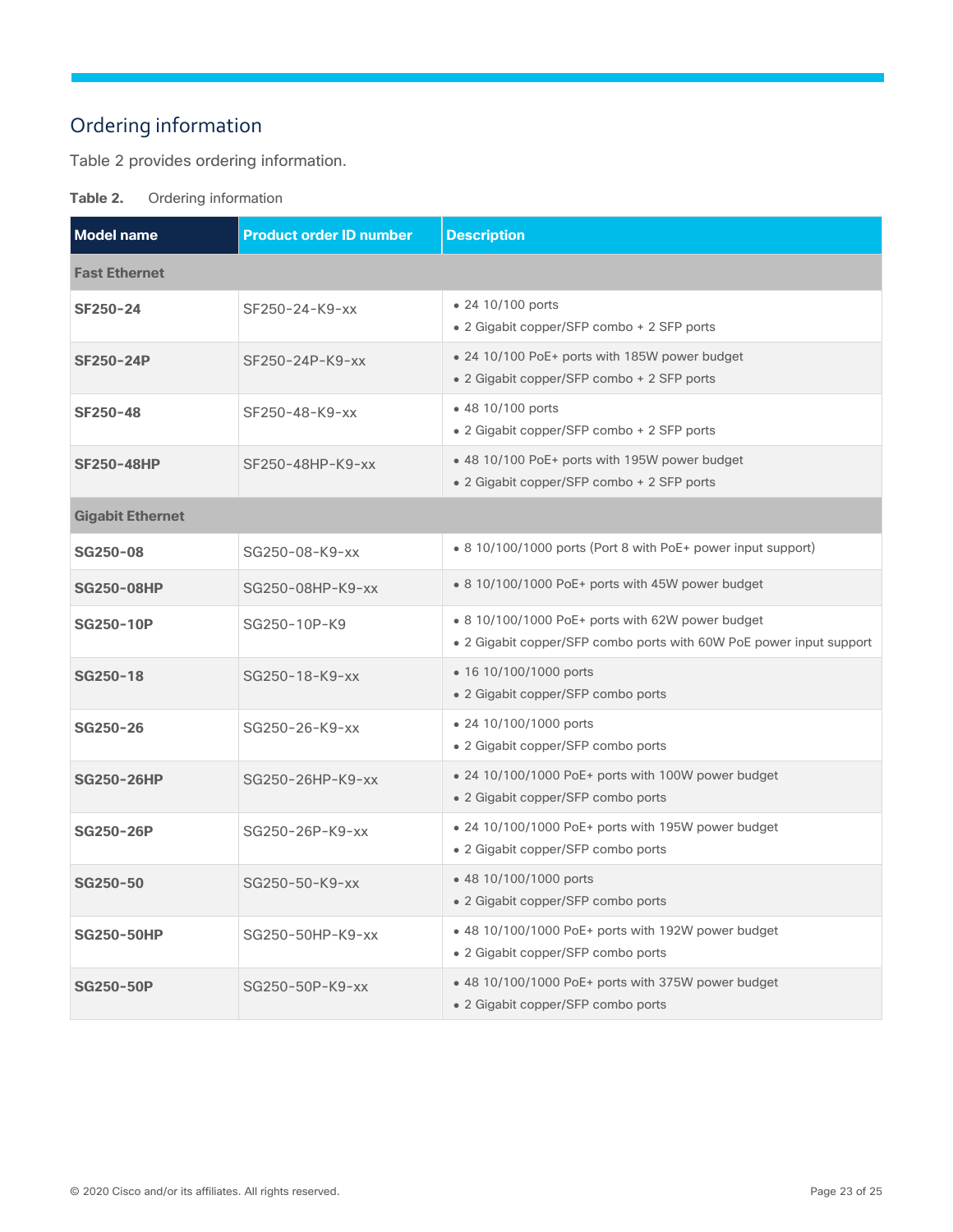## Ordering information

Table 2 provides ordering information.

**Table 2.** Ordering information

| Model name | Product order ID number | Description |
|---|---|---|
| **Fast Ethernet** | | |
| **SF250-24** | SF250-24-K9-xx | • 24 10/100 ports<br>• 2 Gigabit copper/SFP combo + 2 SFP ports |
| **SF250-24P** | SF250-24P-K9-xx | • 24 10/100 PoE+ ports with 185W power budget<br>• 2 Gigabit copper/SFP combo + 2 SFP ports |
| **SF250-48** | SF250-48-K9-xx | • 48 10/100 ports<br>• 2 Gigabit copper/SFP combo + 2 SFP ports |
| **SF250-48HP** | SF250-48HP-K9-xx | • 48 10/100 PoE+ ports with 195W power budget<br>• 2 Gigabit copper/SFP combo + 2 SFP ports |
| **Gigabit Ethernet** | | |
| **SG250-08** | SG250-08-K9-xx | • 8 10/100/1000 ports (Port 8 with PoE+ power input support) |
| **SG250-08HP** | SG250-08HP-K9-xx | • 8 10/100/1000 PoE+ ports with 45W power budget |
| **SG250-10P** | SG250-10P-K9 | • 8 10/100/1000 PoE+ ports with 62W power budget<br>• 2 Gigabit copper/SFP combo ports with 60W PoE power input support |
| **SG250-18** | SG250-18-K9-xx | • 16 10/100/1000 ports<br>• 2 Gigabit copper/SFP combo ports |
| **SG250-26** | SG250-26-K9-xx | • 24 10/100/1000 ports<br>• 2 Gigabit copper/SFP combo ports |
| **SG250-26HP** | SG250-26HP-K9-xx | • 24 10/100/1000 PoE+ ports with 100W power budget<br>• 2 Gigabit copper/SFP combo ports |
| **SG250-26P** | SG250-26P-K9-xx | • 24 10/100/1000 PoE+ ports with 195W power budget<br>• 2 Gigabit copper/SFP combo ports |
| **SG250-50** | SG250-50-K9-xx | • 48 10/100/1000 ports<br>• 2 Gigabit copper/SFP combo ports |
| **SG250-50HP** | SG250-50HP-K9-xx | • 48 10/100/1000 PoE+ ports with 192W power budget<br>• 2 Gigabit copper/SFP combo ports |
| **SG250-50P** | SG250-50P-K9-xx | • 48 10/100/1000 PoE+ ports with 375W power budget<br>• 2 Gigabit copper/SFP combo ports |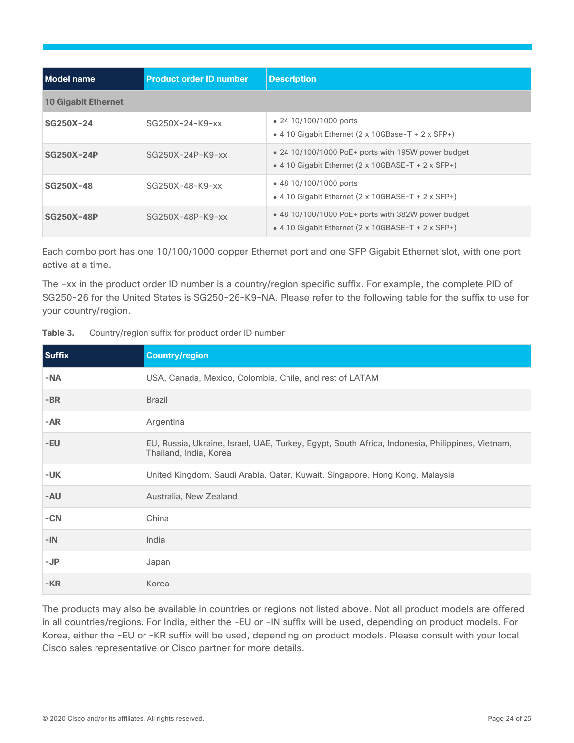| Model name | Product order ID number | Description |
|---|---|---|
| **10 Gigabit Ethernet** | | |
| **SG250X-24** | SG250X-24-K9-xx | • 24 10/100/1000 ports<br>• 4 10 Gigabit Ethernet (2 x 10GBase-T + 2 x SFP+) |
| **SG250X-24P** | SG250X-24P-K9-xx | • 24 10/100/1000 PoE+ ports with 195W power budget<br>• 4 10 Gigabit Ethernet (2 x 10GBASE-T + 2 x SFP+) |
| **SG250X-48** | SG250X-48-K9-xx | • 48 10/100/1000 ports<br>• 4 10 Gigabit Ethernet (2 x 10GBASE-T + 2 x SFP+) |
| **SG250X-48P** | SG250X-48P-K9-xx | • 48 10/100/1000 PoE+ ports with 382W power budget<br>• 4 10 Gigabit Ethernet (2 x 10GBASE-T + 2 x SFP+) |

Each combo port has one 10/100/1000 copper Ethernet port and one SFP Gigabit Ethernet slot, with one port active at a time.

The -xx in the product order ID number is a country/region specific suffix. For example, the complete PID of SG250-26 for the United States is SG250-26-K9-NA. Please refer to the following table for the suffix to use for your country/region.

**Table 3.** Country/region suffix for product order ID number

| Suffix | Country/region |
|---|---|
| **-NA** | USA, Canada, Mexico, Colombia, Chile, and rest of LATAM |
| **-BR** | Brazil |
| **-AR** | Argentina |
| **-EU** | EU, Russia, Ukraine, Israel, UAE, Turkey, Egypt, South Africa, Indonesia, Philippines, Vietnam, Thailand, India, Korea |
| **-UK** | United Kingdom, Saudi Arabia, Qatar, Kuwait, Singapore, Hong Kong, Malaysia |
| **-AU** | Australia, New Zealand |
| **-CN** | China |
| **-IN** | India |
| **-JP** | Japan |
| **-KR** | Korea |

The products may also be available in countries or regions not listed above. Not all product models are offered in all countries/regions. For India, either the -EU or -IN suffix will be used, depending on product models. For Korea, either the -EU or -KR suffix will be used, depending on product models. Please consult with your local Cisco sales representative or Cisco partner for more details.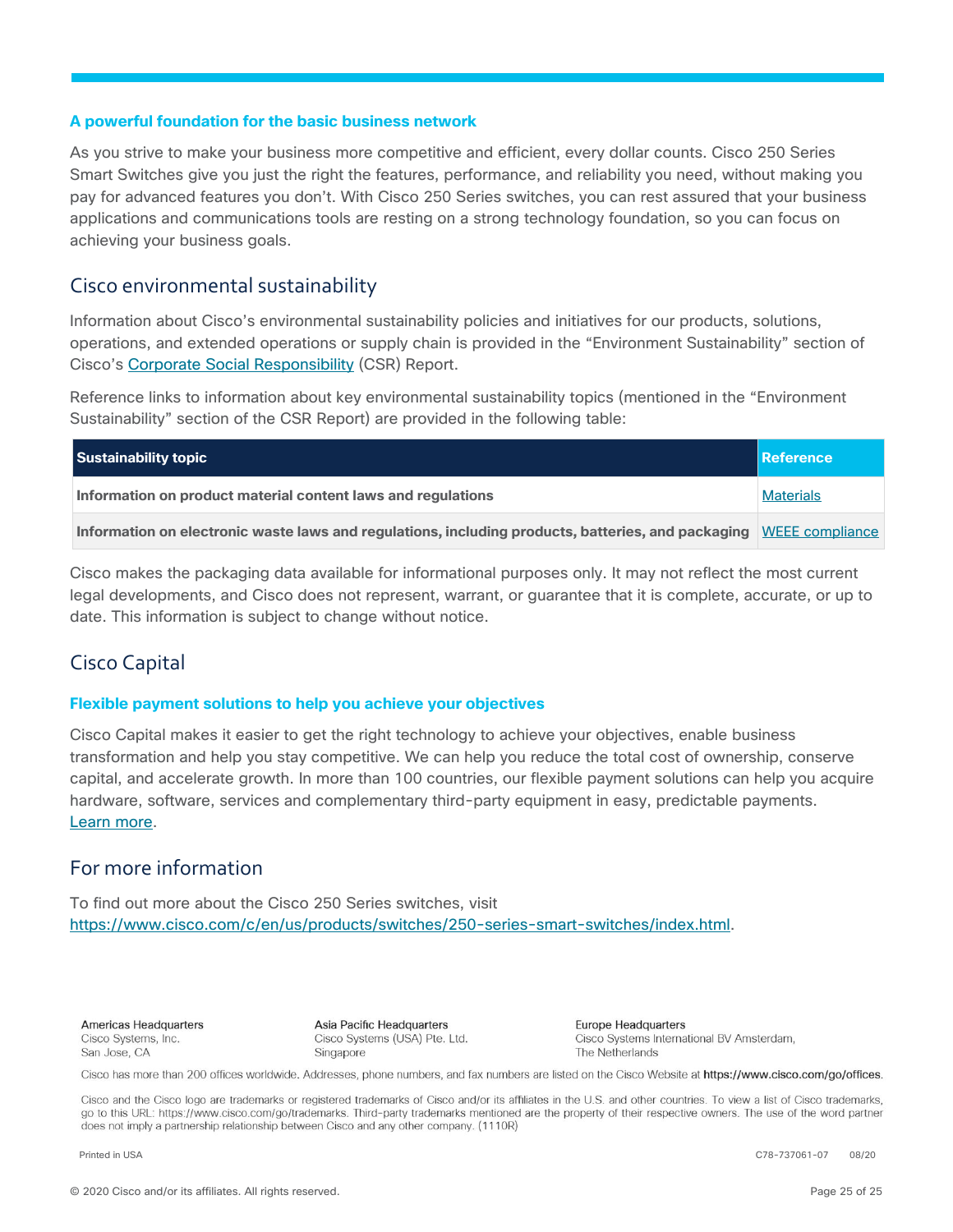### A powerful foundation for the basic business network

As you strive to make your business more competitive and efficient, every dollar counts. Cisco 250 Series Smart Switches give you just the right the features, performance, and reliability you need, without making you pay for advanced features you don't. With Cisco 250 Series switches, you can rest assured that your business applications and communications tools are resting on a strong technology foundation, so you can focus on achieving your business goals.

## Cisco environmental sustainability

Information about Cisco's environmental sustainability policies and initiatives for our products, solutions, operations, and extended operations or supply chain is provided in the "Environment Sustainability" section of Cisco's Corporate Social Responsibility (CSR) Report.

Reference links to information about key environmental sustainability topics (mentioned in the "Environment Sustainability" section of the CSR Report) are provided in the following table:

| Sustainability topic | Reference |
| --- | --- |
| **Information on product material content laws and regulations** | Materials |
| **Information on electronic waste laws and regulations, including products, batteries, and packaging** | WEEE compliance |

Cisco makes the packaging data available for informational purposes only. It may not reflect the most current legal developments, and Cisco does not represent, warrant, or guarantee that it is complete, accurate, or up to date. This information is subject to change without notice.

## Cisco Capital

### Flexible payment solutions to help you achieve your objectives

Cisco Capital makes it easier to get the right technology to achieve your objectives, enable business transformation and help you stay competitive. We can help you reduce the total cost of ownership, conserve capital, and accelerate growth. In more than 100 countries, our flexible payment solutions can help you acquire hardware, software, services and complementary third-party equipment in easy, predictable payments. Learn more.

## For more information

To find out more about the Cisco 250 Series switches, visit https://www.cisco.com/c/en/us/products/switches/250-series-smart-switches/index.html.

Americas Headquarters
Cisco Systems, Inc.
San Jose, CA

Asia Pacific Headquarters
Cisco Systems (USA) Pte. Ltd.
Singapore

Europe Headquarters
Cisco Systems International BV Amsterdam,
The Netherlands

Cisco has more than 200 offices worldwide. Addresses, phone numbers, and fax numbers are listed on the Cisco Website at https://www.cisco.com/go/offices.

Cisco and the Cisco logo are trademarks or registered trademarks of Cisco and/or its affiliates in the U.S. and other countries. To view a list of Cisco trademarks, go to this URL: https://www.cisco.com/go/trademarks. Third-party trademarks mentioned are the property of their respective owners. The use of the word partner does not imply a partnership relationship between Cisco and any other company. (1110R)

Printed in USA

C78-737061-07 08/20